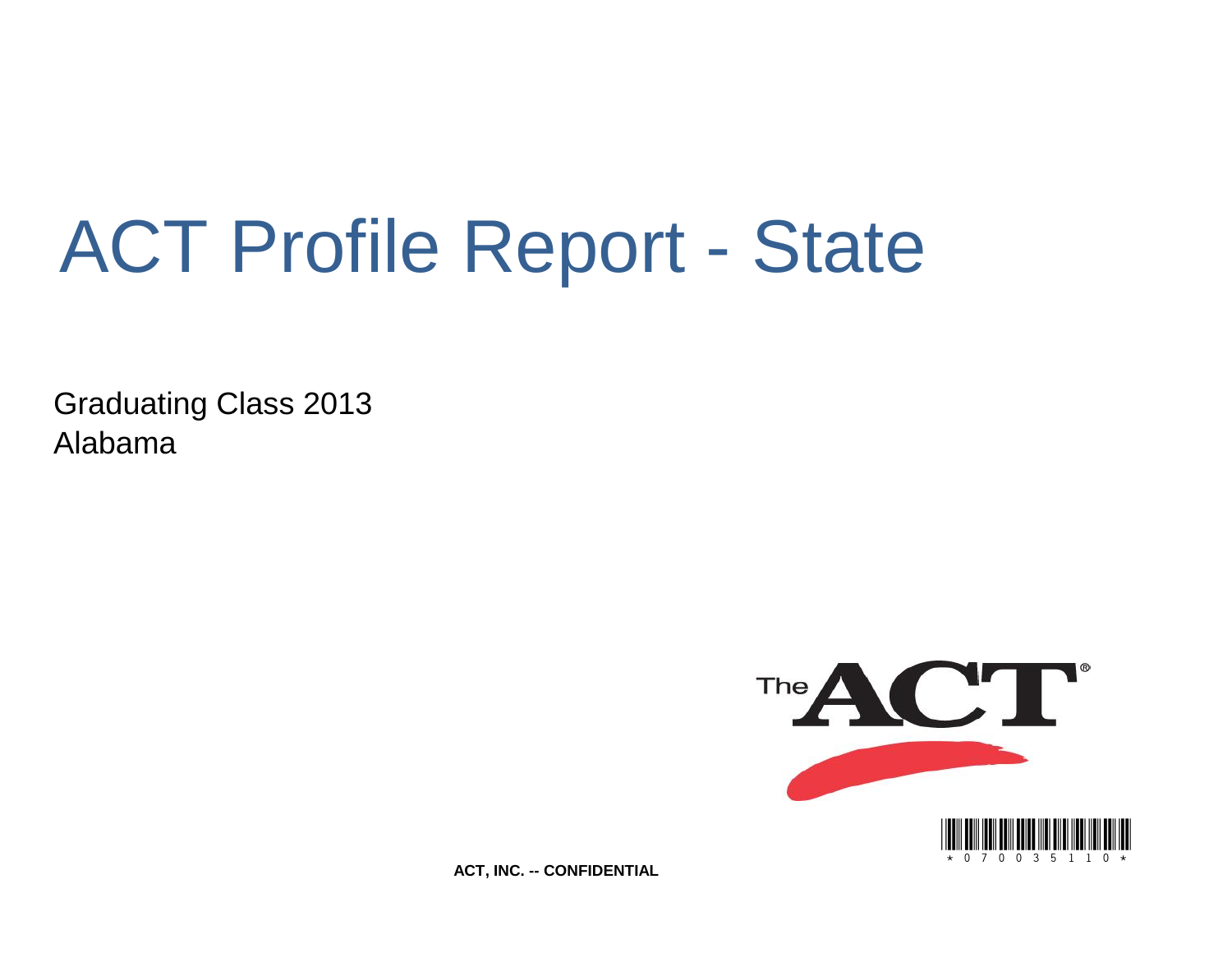# ACT Profile Report - State

Graduating Class 2013
Alabama

ACT, INC. -- CONFIDENTIAL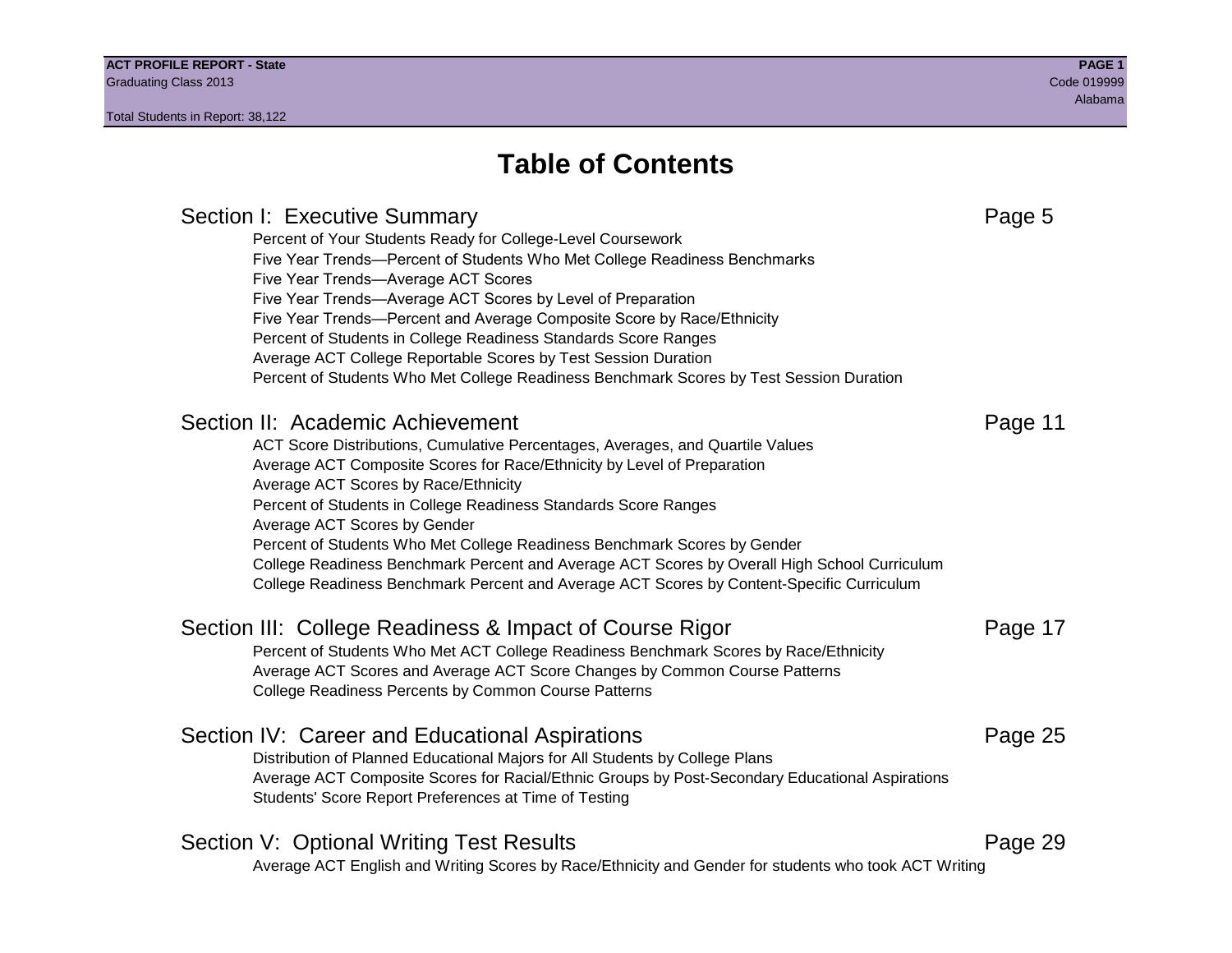# Table of Contents

## Section I: Executive Summary — Page 5

- Percent of Your Students Ready for College-Level Coursework
- Five Year Trends—Percent of Students Who Met College Readiness Benchmarks
- Five Year Trends—Average ACT Scores
- Five Year Trends—Average ACT Scores by Level of Preparation
- Five Year Trends—Percent and Average Composite Score by Race/Ethnicity
- Percent of Students in College Readiness Standards Score Ranges
- Average ACT College Reportable Scores by Test Session Duration
- Percent of Students Who Met College Readiness Benchmark Scores by Test Session Duration

## Section II: Academic Achievement — Page 11

- ACT Score Distributions, Cumulative Percentages, Averages, and Quartile Values
- Average ACT Composite Scores for Race/Ethnicity by Level of Preparation
- Average ACT Scores by Race/Ethnicity
- Percent of Students in College Readiness Standards Score Ranges
- Average ACT Scores by Gender
- Percent of Students Who Met College Readiness Benchmark Scores by Gender
- College Readiness Benchmark Percent and Average ACT Scores by Overall High School Curriculum
- College Readiness Benchmark Percent and Average ACT Scores by Content-Specific Curriculum

## Section III: College Readiness & Impact of Course Rigor — Page 17

- Percent of Students Who Met ACT College Readiness Benchmark Scores by Race/Ethnicity
- Average ACT Scores and Average ACT Score Changes by Common Course Patterns
- College Readiness Percents by Common Course Patterns

## Section IV: Career and Educational Aspirations — Page 25

- Distribution of Planned Educational Majors for All Students by College Plans
- Average ACT Composite Scores for Racial/Ethnic Groups by Post-Secondary Educational Aspirations
- Students' Score Report Preferences at Time of Testing

## Section V: Optional Writing Test Results — Page 29

- Average ACT English and Writing Scores by Race/Ethnicity and Gender for students who took ACT Writing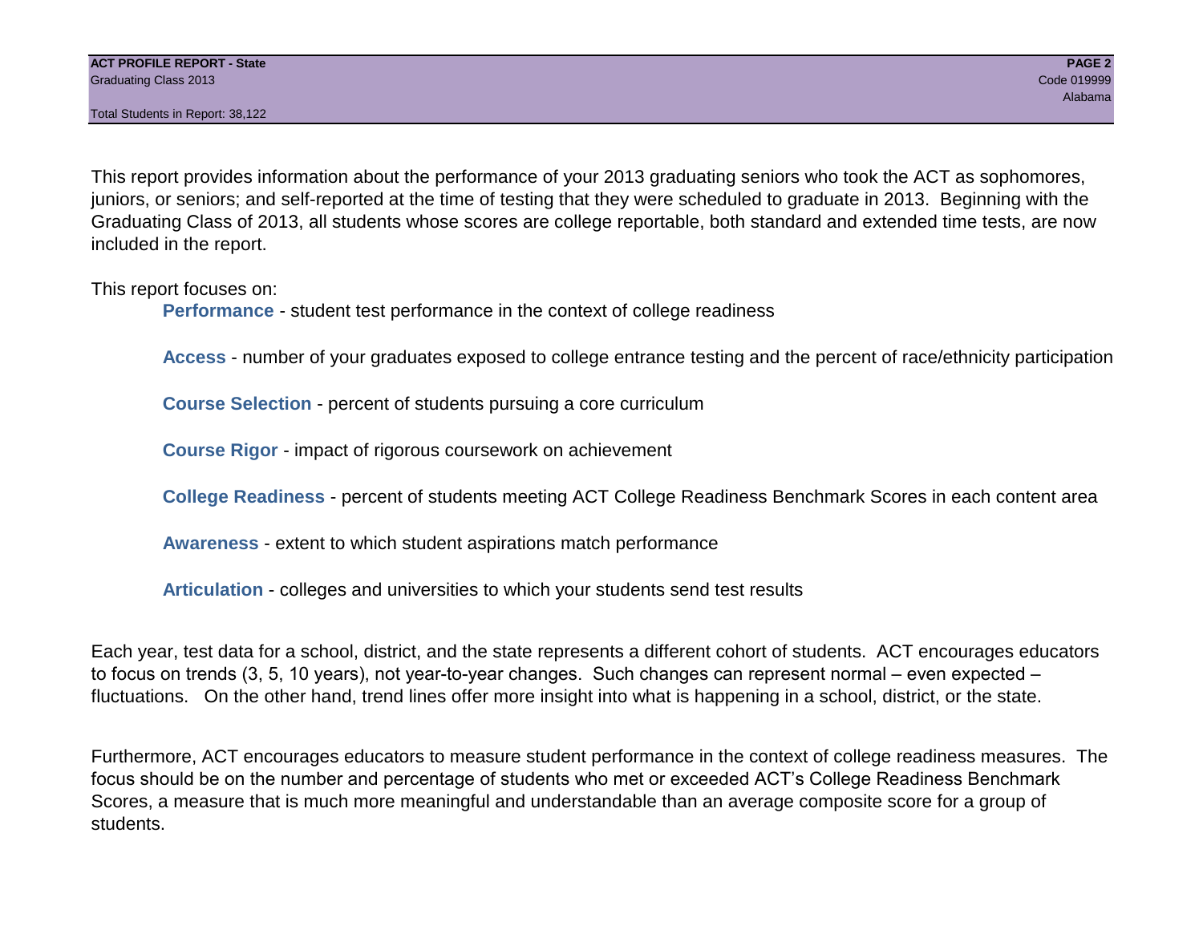This report provides information about the performance of your 2013 graduating seniors who took the ACT as sophomores, juniors, or seniors; and self-reported at the time of testing that they were scheduled to graduate in 2013. Beginning with the Graduating Class of 2013, all students whose scores are college reportable, both standard and extended time tests, are now included in the report.

This report focuses on:

- **Performance** - student test performance in the context of college readiness
- **Access** - number of your graduates exposed to college entrance testing and the percent of race/ethnicity participation
- **Course Selection** - percent of students pursuing a core curriculum
- **Course Rigor** - impact of rigorous coursework on achievement
- **College Readiness** - percent of students meeting ACT College Readiness Benchmark Scores in each content area
- **Awareness** - extent to which student aspirations match performance
- **Articulation** - colleges and universities to which your students send test results

Each year, test data for a school, district, and the state represents a different cohort of students. ACT encourages educators to focus on trends (3, 5, 10 years), not year-to-year changes. Such changes can represent normal – even expected – fluctuations. On the other hand, trend lines offer more insight into what is happening in a school, district, or the state.

Furthermore, ACT encourages educators to measure student performance in the context of college readiness measures. The focus should be on the number and percentage of students who met or exceeded ACT's College Readiness Benchmark Scores, a measure that is much more meaningful and understandable than an average composite score for a group of students.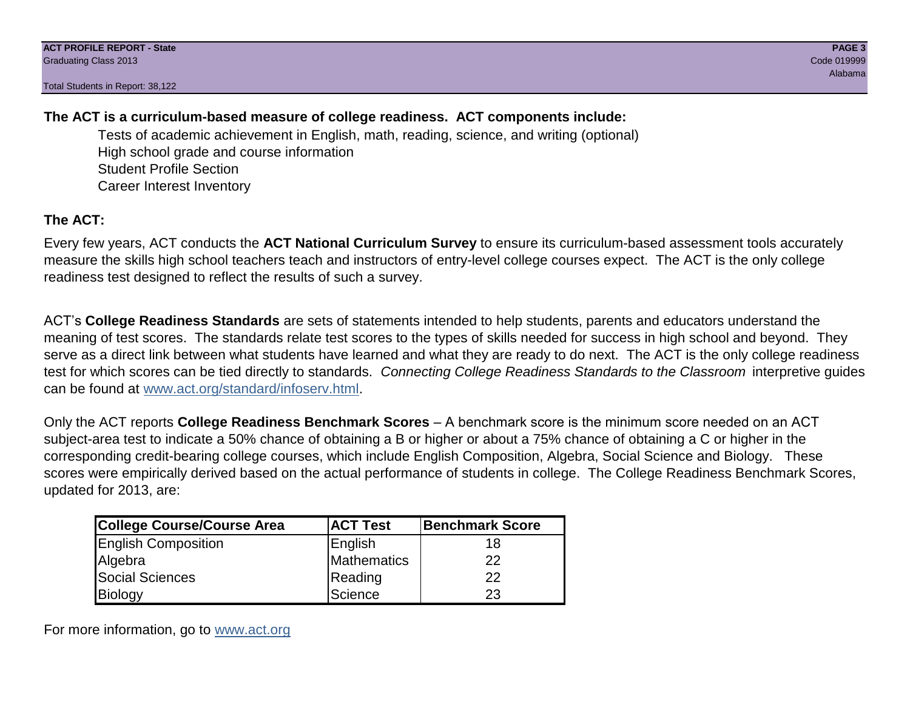**The ACT is a curriculum-based measure of college readiness. ACT components include:**

Tests of academic achievement in English, math, reading, science, and writing (optional)
High school grade and course information
Student Profile Section
Career Interest Inventory

**The ACT:**

Every few years, ACT conducts the **ACT National Curriculum Survey** to ensure its curriculum-based assessment tools accurately measure the skills high school teachers teach and instructors of entry-level college courses expect. The ACT is the only college readiness test designed to reflect the results of such a survey.

ACT's **College Readiness Standards** are sets of statements intended to help students, parents and educators understand the meaning of test scores. The standards relate test scores to the types of skills needed for success in high school and beyond. They serve as a direct link between what students have learned and what they are ready to do next. The ACT is the only college readiness test for which scores can be tied directly to standards. *Connecting College Readiness Standards to the Classroom* interpretive guides can be found at www.act.org/standard/infoserv.html.

Only the ACT reports **College Readiness Benchmark Scores** – A benchmark score is the minimum score needed on an ACT subject-area test to indicate a 50% chance of obtaining a B or higher or about a 75% chance of obtaining a C or higher in the corresponding credit-bearing college courses, which include English Composition, Algebra, Social Science and Biology. These scores were empirically derived based on the actual performance of students in college. The College Readiness Benchmark Scores, updated for 2013, are:

| College Course/Course Area | ACT Test | Benchmark Score |
|---|---|---|
| English Composition | English | 18 |
| Algebra | Mathematics | 22 |
| Social Sciences | Reading | 22 |
| Biology | Science | 23 |

For more information, go to www.act.org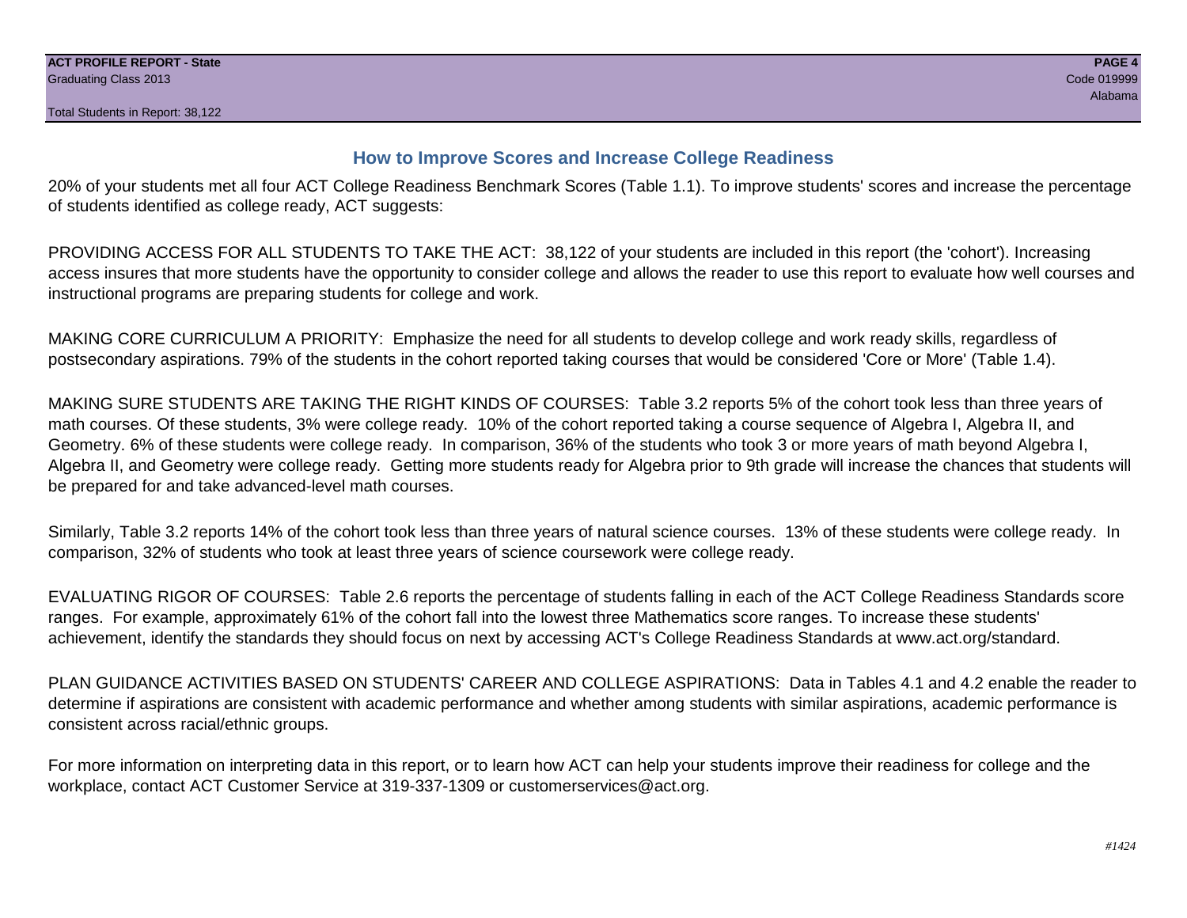## How to Improve Scores and Increase College Readiness

20% of your students met all four ACT College Readiness Benchmark Scores (Table 1.1). To improve students' scores and increase the percentage of students identified as college ready, ACT suggests:

PROVIDING ACCESS FOR ALL STUDENTS TO TAKE THE ACT: 38,122 of your students are included in this report (the 'cohort'). Increasing access insures that more students have the opportunity to consider college and allows the reader to use this report to evaluate how well courses and instructional programs are preparing students for college and work.

MAKING CORE CURRICULUM A PRIORITY: Emphasize the need for all students to develop college and work ready skills, regardless of postsecondary aspirations. 79% of the students in the cohort reported taking courses that would be considered 'Core or More' (Table 1.4).

MAKING SURE STUDENTS ARE TAKING THE RIGHT KINDS OF COURSES: Table 3.2 reports 5% of the cohort took less than three years of math courses. Of these students, 3% were college ready. 10% of the cohort reported taking a course sequence of Algebra I, Algebra II, and Geometry. 6% of these students were college ready. In comparison, 36% of the students who took 3 or more years of math beyond Algebra I, Algebra II, and Geometry were college ready. Getting more students ready for Algebra prior to 9th grade will increase the chances that students will be prepared for and take advanced-level math courses.

Similarly, Table 3.2 reports 14% of the cohort took less than three years of natural science courses. 13% of these students were college ready. In comparison, 32% of students who took at least three years of science coursework were college ready.

EVALUATING RIGOR OF COURSES: Table 2.6 reports the percentage of students falling in each of the ACT College Readiness Standards score ranges. For example, approximately 61% of the cohort fall into the lowest three Mathematics score ranges. To increase these students' achievement, identify the standards they should focus on next by accessing ACT's College Readiness Standards at www.act.org/standard.

PLAN GUIDANCE ACTIVITIES BASED ON STUDENTS' CAREER AND COLLEGE ASPIRATIONS: Data in Tables 4.1 and 4.2 enable the reader to determine if aspirations are consistent with academic performance and whether among students with similar aspirations, academic performance is consistent across racial/ethnic groups.

For more information on interpreting data in this report, or to learn how ACT can help your students improve their readiness for college and the workplace, contact ACT Customer Service at 319-337-1309 or customerservices@act.org.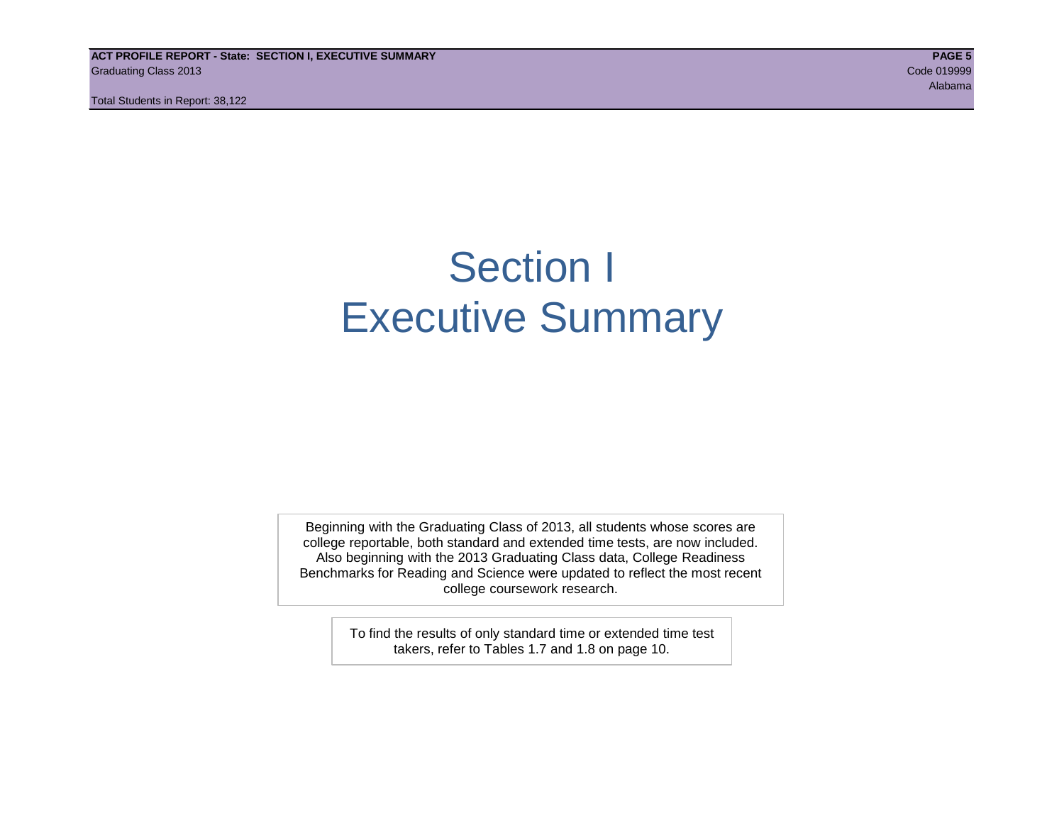# Section I
# Executive Summary

Beginning with the Graduating Class of 2013, all students whose scores are college reportable, both standard and extended time tests, are now included. Also beginning with the 2013 Graduating Class data, College Readiness Benchmarks for Reading and Science were updated to reflect the most recent college coursework research.

To find the results of only standard time or extended time test takers, refer to Tables 1.7 and 1.8 on page 10.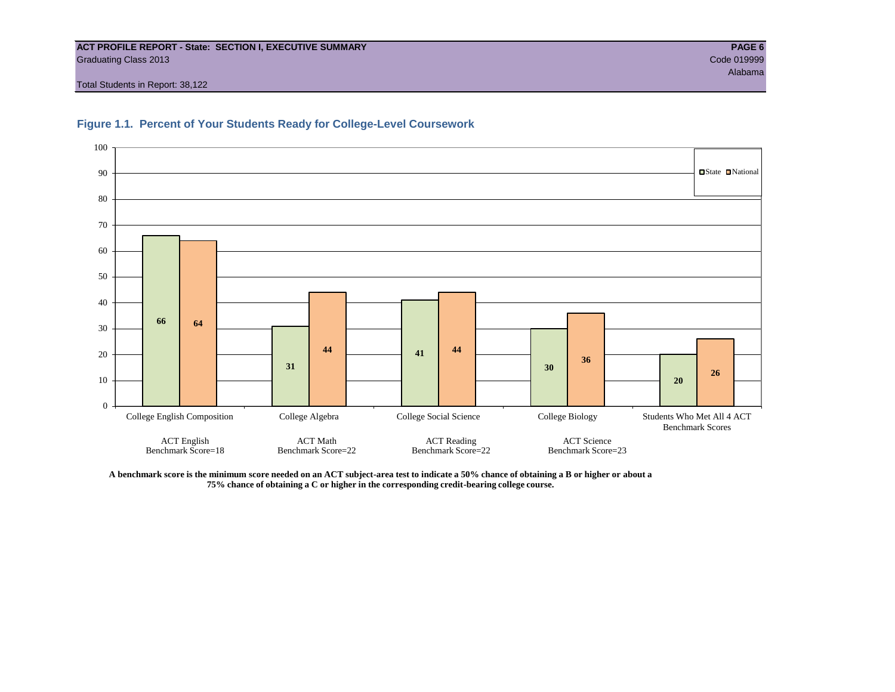**ACT PROFILE REPORT - State: SECTION I, EXECUTIVE SUMMARY**
Graduating Class 2013
Code 019999
Alabama

Total Students in Report: 38,122

### Figure 1.1. Percent of Your Students Ready for College-Level Coursework

| Course | ACT Test / Benchmark | State | National |
|---|---|---|---|
| College English Composition | ACT English Benchmark Score=18 | 66 | 64 |
| College Algebra | ACT Math Benchmark Score=22 | 31 | 44 |
| College Social Science | ACT Reading Benchmark Score=22 | 41 | 44 |
| College Biology | ACT Science Benchmark Score=23 | 30 | 36 |
| Students Who Met All 4 ACT Benchmark Scores | | 20 | 26 |

**A benchmark score is the minimum score needed on an ACT subject-area test to indicate a 50% chance of obtaining a B or higher or about a 75% chance of obtaining a C or higher in the corresponding credit-bearing college course.**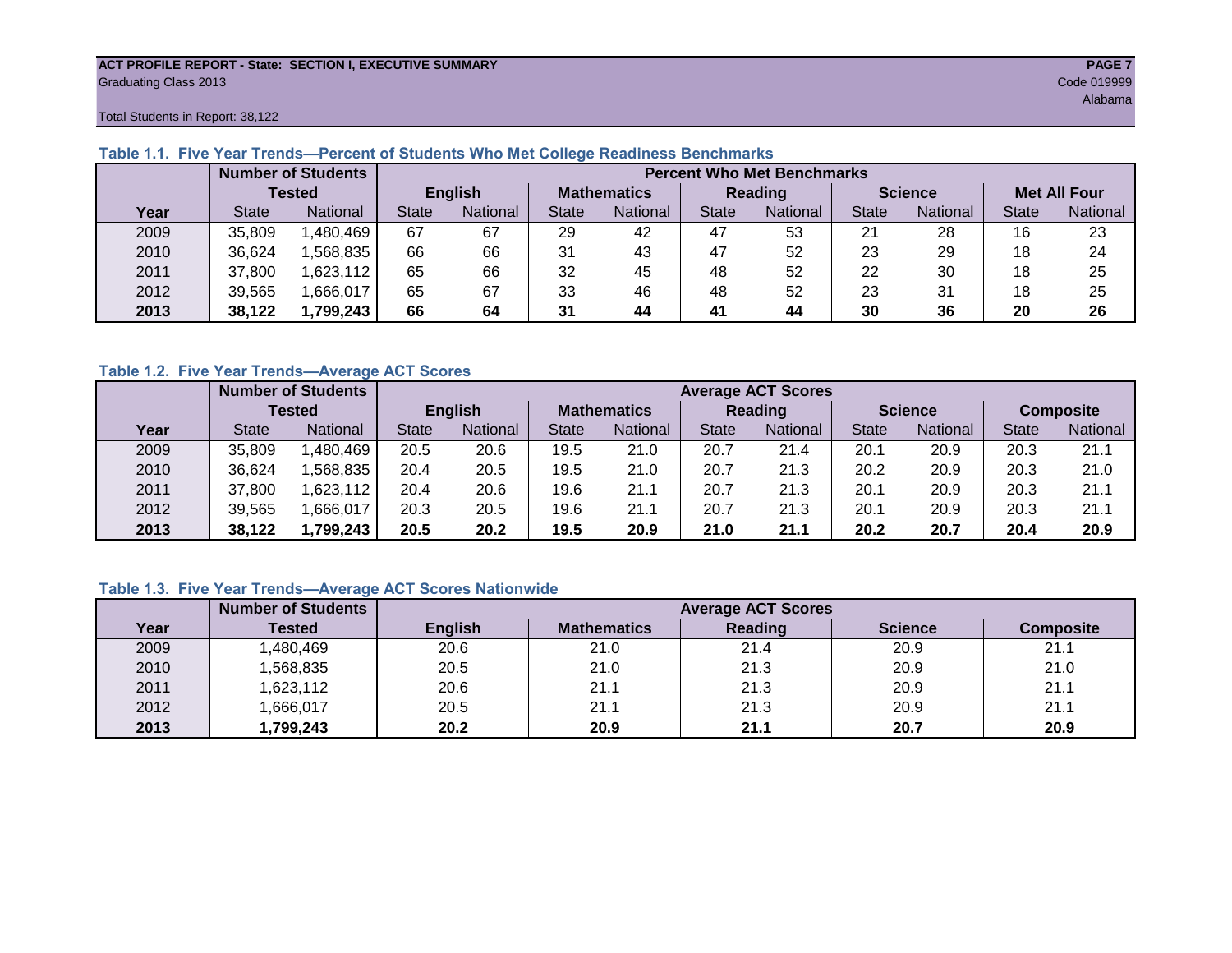ACT PROFILE REPORT - State: SECTION I, EXECUTIVE SUMMARY
Graduating Class 2013
Code 019999
Alabama
Total Students in Report: 38,122

### Table 1.1. Five Year Trends—Percent of Students Who Met College Readiness Benchmarks

| | Number of Students Tested | | Percent Who Met Benchmarks | | | | | | | | | |
|---|---|---|---|---|---|---|---|---|---|---|---|---|
| | | | English | | Mathematics | | Reading | | Science | | Met All Four | |
| Year | State | National | State | National | State | National | State | National | State | National | State | National |
| 2009 | 35,809 | 1,480,469 | 67 | 67 | 29 | 42 | 47 | 53 | 21 | 28 | 16 | 23 |
| 2010 | 36,624 | 1,568,835 | 66 | 66 | 31 | 43 | 47 | 52 | 23 | 29 | 18 | 24 |
| 2011 | 37,800 | 1,623,112 | 65 | 66 | 32 | 45 | 48 | 52 | 22 | 30 | 18 | 25 |
| 2012 | 39,565 | 1,666,017 | 65 | 67 | 33 | 46 | 48 | 52 | 23 | 31 | 18 | 25 |
| **2013** | **38,122** | **1,799,243** | **66** | **64** | **31** | **44** | **41** | **44** | **30** | **36** | **20** | **26** |

### Table 1.2. Five Year Trends—Average ACT Scores

| | Number of Students Tested | | Average ACT Scores | | | | | | | | | |
|---|---|---|---|---|---|---|---|---|---|---|---|---|
| | | | English | | Mathematics | | Reading | | Science | | Composite | |
| Year | State | National | State | National | State | National | State | National | State | National | State | National |
| 2009 | 35,809 | 1,480,469 | 20.5 | 20.6 | 19.5 | 21.0 | 20.7 | 21.4 | 20.1 | 20.9 | 20.3 | 21.1 |
| 2010 | 36,624 | 1,568,835 | 20.4 | 20.5 | 19.5 | 21.0 | 20.7 | 21.3 | 20.2 | 20.9 | 20.3 | 21.0 |
| 2011 | 37,800 | 1,623,112 | 20.4 | 20.6 | 19.6 | 21.1 | 20.7 | 21.3 | 20.1 | 20.9 | 20.3 | 21.1 |
| 2012 | 39,565 | 1,666,017 | 20.3 | 20.5 | 19.6 | 21.1 | 20.7 | 21.3 | 20.1 | 20.9 | 20.3 | 21.1 |
| **2013** | **38,122** | **1,799,243** | **20.5** | **20.2** | **19.5** | **20.9** | **21.0** | **21.1** | **20.2** | **20.7** | **20.4** | **20.9** |

### Table 1.3. Five Year Trends—Average ACT Scores Nationwide

| | Number of Students | Average ACT Scores | | | | |
|---|---|---|---|---|---|---|
| Year | Tested | English | Mathematics | Reading | Science | Composite |
| 2009 | 1,480,469 | 20.6 | 21.0 | 21.4 | 20.9 | 21.1 |
| 2010 | 1,568,835 | 20.5 | 21.0 | 21.3 | 20.9 | 21.0 |
| 2011 | 1,623,112 | 20.6 | 21.1 | 21.3 | 20.9 | 21.1 |
| 2012 | 1,666,017 | 20.5 | 21.1 | 21.3 | 20.9 | 21.1 |
| **2013** | **1,799,243** | **20.2** | **20.9** | **21.1** | **20.7** | **20.9** |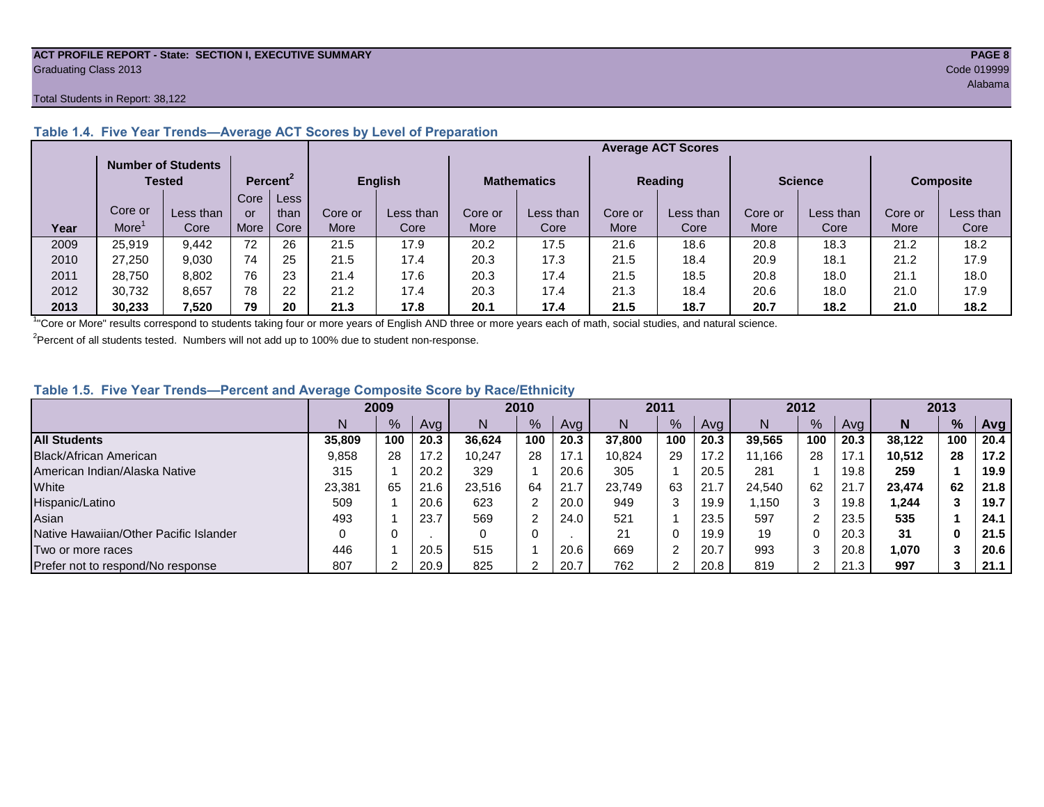**ACT PROFILE REPORT - State: SECTION I, EXECUTIVE SUMMARY**
Graduating Class 2013

Code 019999
Alabama

Total Students in Report: 38,122

### Table 1.4. Five Year Trends—Average ACT Scores by Level of Preparation

| | Number of Students Tested | | Percent[2] | | Average ACT Scores | | | | | | | | | |
|---|---|---|---|---|---|---|---|---|---|---|---|---|---|---|
| | | | | | English | | Mathematics | | Reading | | Science | | Composite | |
| Year | Core or More[1] | Less than Core | Core or More | Less than Core | Core or More | Less than Core | Core or More | Less than Core | Core or More | Less than Core | Core or More | Less than Core | Core or More | Less than Core |
| 2009 | 25,919 | 9,442 | 72 | 26 | 21.5 | 17.9 | 20.2 | 17.5 | 21.6 | 18.6 | 20.8 | 18.3 | 21.2 | 18.2 |
| 2010 | 27,250 | 9,030 | 74 | 25 | 21.5 | 17.4 | 20.3 | 17.3 | 21.5 | 18.4 | 20.9 | 18.1 | 21.2 | 17.9 |
| 2011 | 28,750 | 8,802 | 76 | 23 | 21.4 | 17.6 | 20.3 | 17.4 | 21.5 | 18.5 | 20.8 | 18.0 | 21.1 | 18.0 |
| 2012 | 30,732 | 8,657 | 78 | 22 | 21.2 | 17.4 | 20.3 | 17.4 | 21.3 | 18.4 | 20.6 | 18.0 | 21.0 | 17.9 |
| **2013** | **30,233** | **7,520** | **79** | **20** | **21.3** | **17.8** | **20.1** | **17.4** | **21.5** | **18.7** | **20.7** | **18.2** | **21.0** | **18.2** |

[1] "Core or More" results correspond to students taking four or more years of English AND three or more years each of math, social studies, and natural science.

[2] Percent of all students tested. Numbers will not add up to 100% due to student non-response.

### Table 1.5. Five Year Trends—Percent and Average Composite Score by Race/Ethnicity

| | 2009 | | | 2010 | | | 2011 | | | 2012 | | | **2013** | | |
|---|---|---|---|---|---|---|---|---|---|---|---|---|---|---|---|
| | N | % | Avg | N | % | Avg | N | % | Avg | N | % | Avg | **N** | **%** | **Avg** |
| **All Students** | **35,809** | **100** | **20.3** | **36,624** | **100** | **20.3** | **37,800** | **100** | **20.3** | **39,565** | **100** | **20.3** | **38,122** | **100** | **20.4** |
| Black/African American | 9,858 | 28 | 17.2 | 10,247 | 28 | 17.1 | 10,824 | 29 | 17.2 | 11,166 | 28 | 17.1 | **10,512** | **28** | **17.2** |
| American Indian/Alaska Native | 315 | 1 | 20.2 | 329 | 1 | 20.6 | 305 | 1 | 20.5 | 281 | 1 | 19.8 | **259** | **1** | **19.9** |
| White | 23,381 | 65 | 21.6 | 23,516 | 64 | 21.7 | 23,749 | 63 | 21.7 | 24,540 | 62 | 21.7 | **23,474** | **62** | **21.8** |
| Hispanic/Latino | 509 | 1 | 20.6 | 623 | 2 | 20.0 | 949 | 3 | 19.9 | 1,150 | 3 | 19.8 | **1,244** | **3** | **19.7** |
| Asian | 493 | 1 | 23.7 | 569 | 2 | 24.0 | 521 | 1 | 23.5 | 597 | 2 | 23.5 | **535** | **1** | **24.1** |
| Native Hawaiian/Other Pacific Islander | 0 | 0 | . | 0 | 0 | . | 21 | 0 | 19.9 | 19 | 0 | 20.3 | **31** | **0** | **21.5** |
| Two or more races | 446 | 1 | 20.5 | 515 | 1 | 20.6 | 669 | 2 | 20.7 | 993 | 3 | 20.8 | **1,070** | **3** | **20.6** |
| Prefer not to respond/No response | 807 | 2 | 20.9 | 825 | 2 | 20.7 | 762 | 2 | 20.8 | 819 | 2 | 21.3 | **997** | **3** | **21.1** |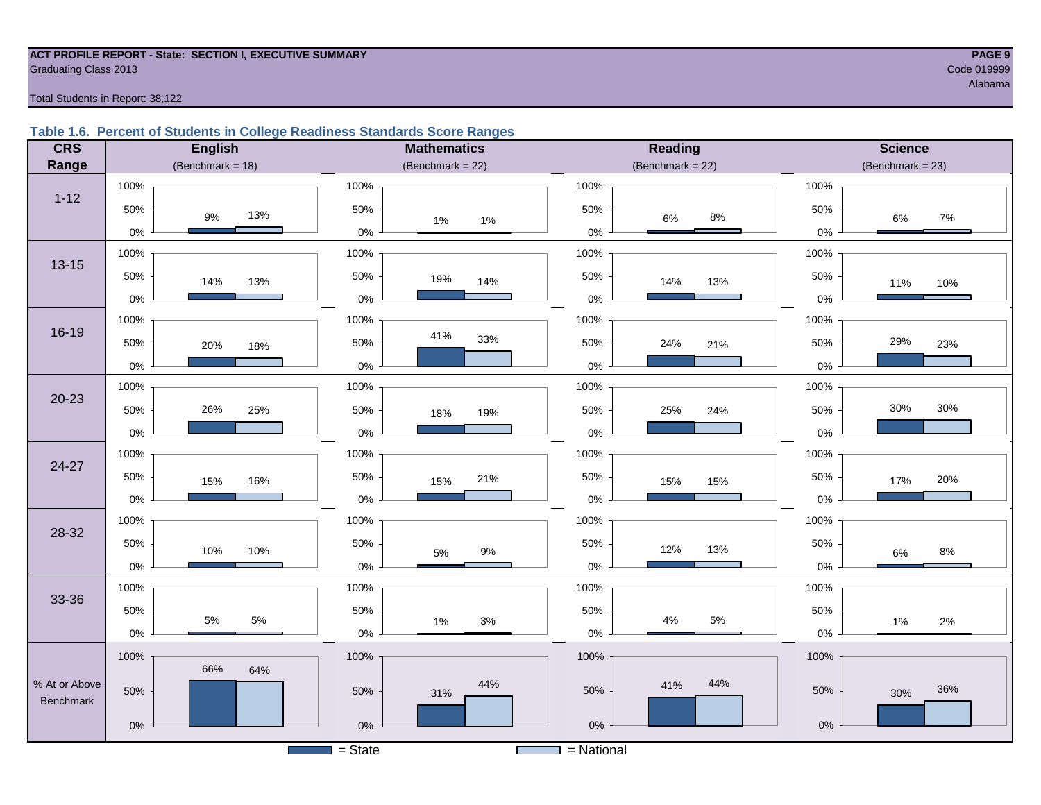ACT PROFILE REPORT - State: SECTION I, EXECUTIVE SUMMARY
Graduating Class 2013

Code 019999
Alabama

Total Students in Report: 38,122

### Table 1.6. Percent of Students in College Readiness Standards Score Ranges

| CRS Range | English (Benchmark = 18) State | English National | Mathematics (Benchmark = 22) State | Mathematics National | Reading (Benchmark = 22) State | Reading National | Science (Benchmark = 23) State | Science National |
|---|---|---|---|---|---|---|---|---|
| 1-12 | 9% | 13% | 1% | 1% | 6% | 8% | 6% | 7% |
| 13-15 | 14% | 13% | 19% | 14% | 14% | 13% | 11% | 10% |
| 16-19 | 20% | 18% | 41% | 33% | 24% | 21% | 29% | 23% |
| 20-23 | 26% | 25% | 18% | 19% | 25% | 24% | 30% | 30% |
| 24-27 | 15% | 16% | 15% | 21% | 15% | 15% | 17% | 20% |
| 28-32 | 10% | 10% | 5% | 9% | 12% | 13% | 6% | 8% |
| 33-36 | 5% | 5% | 1% | 3% | 4% | 5% | 1% | 2% |
| % At or Above Benchmark | 66% | 64% | 31% | 44% | 41% | 44% | 30% | 36% |

■ = State ■ = National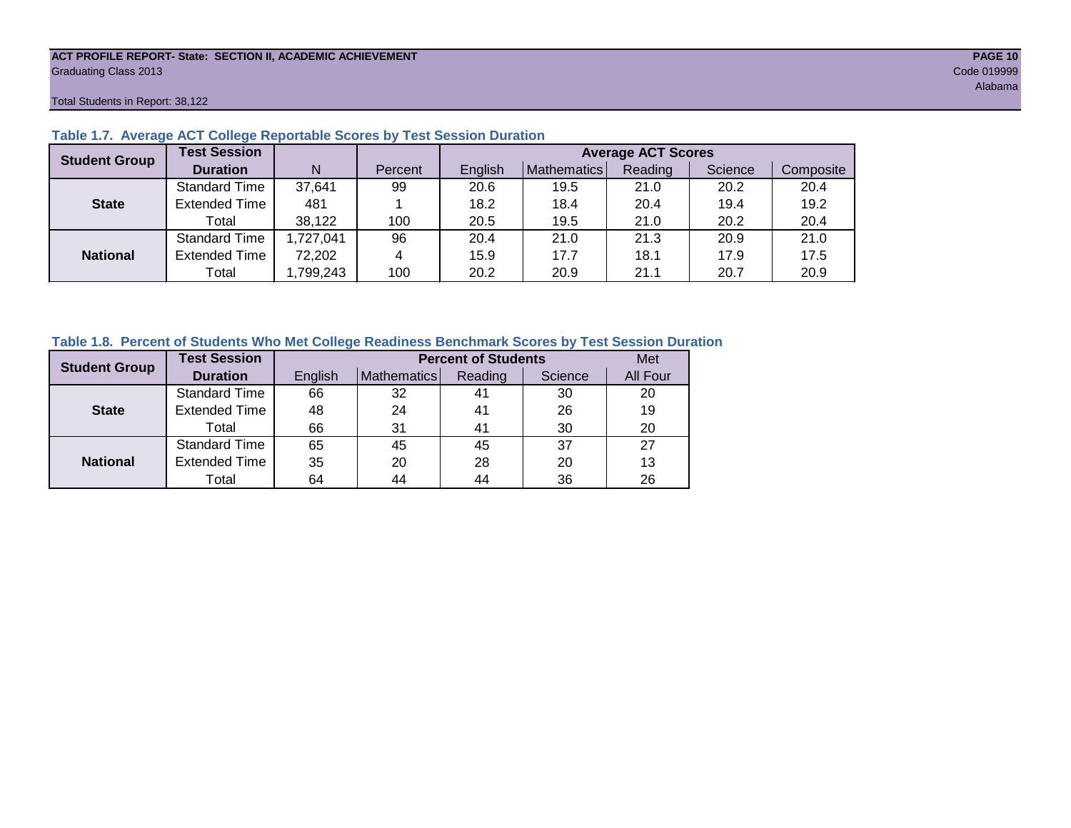ACT PROFILE REPORT- State: SECTION II, ACADEMIC ACHIEVEMENT
Graduating Class 2013

Code 019999
Alabama

Total Students in Report: 38,122

**Table 1.7. Average ACT College Reportable Scores by Test Session Duration**

| Student Group | Test Session Duration | N | Percent | Average ACT Scores | | | | |
|---|---|---|---|---|---|---|---|---|
| | | | | English | Mathematics | Reading | Science | Composite |
| State | Standard Time | 37,641 | 99 | 20.6 | 19.5 | 21.0 | 20.2 | 20.4 |
| | Extended Time | 481 | 1 | 18.2 | 18.4 | 20.4 | 19.4 | 19.2 |
| | Total | 38,122 | 100 | 20.5 | 19.5 | 21.0 | 20.2 | 20.4 |
| National | Standard Time | 1,727,041 | 96 | 20.4 | 21.0 | 21.3 | 20.9 | 21.0 |
| | Extended Time | 72,202 | 4 | 15.9 | 17.7 | 18.1 | 17.9 | 17.5 |
| | Total | 1,799,243 | 100 | 20.2 | 20.9 | 21.1 | 20.7 | 20.9 |

**Table 1.8. Percent of Students Who Met College Readiness Benchmark Scores by Test Session Duration**

| Student Group | Test Session Duration | Percent of Students | | | | Met |
|---|---|---|---|---|---|---|
| | | English | Mathematics | Reading | Science | All Four |
| State | Standard Time | 66 | 32 | 41 | 30 | 20 |
| | Extended Time | 48 | 24 | 41 | 26 | 19 |
| | Total | 66 | 31 | 41 | 30 | 20 |
| National | Standard Time | 65 | 45 | 45 | 37 | 27 |
| | Extended Time | 35 | 20 | 28 | 20 | 13 |
| | Total | 64 | 44 | 44 | 36 | 26 |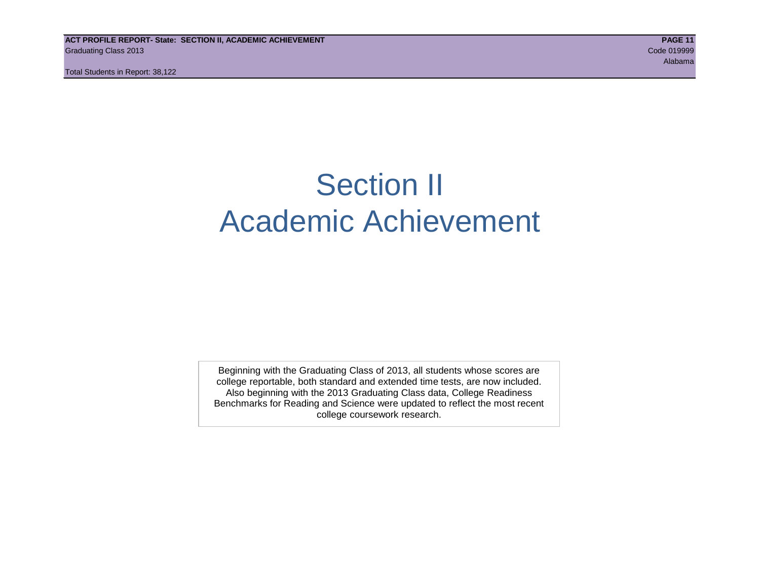# Section II
# Academic Achievement

Beginning with the Graduating Class of 2013, all students whose scores are college reportable, both standard and extended time tests, are now included. Also beginning with the 2013 Graduating Class data, College Readiness Benchmarks for Reading and Science were updated to reflect the most recent college coursework research.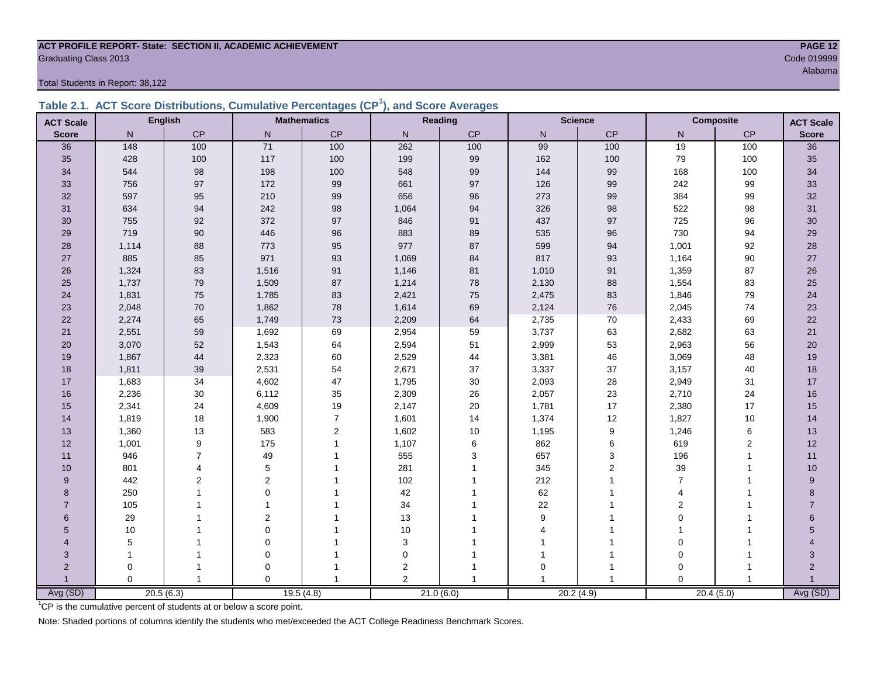**ACT PROFILE REPORT- State: SECTION II, ACADEMIC ACHIEVEMENT**
Graduating Class 2013

Code 019999
Alabama

Total Students in Report: 38,122

## Table 2.1. ACT Score Distributions, Cumulative Percentages (CP[1]), and Score Averages

| ACT Scale | English | | Mathematics | | Reading | | Science | | Composite | | ACT Scale |
|---|---|---|---|---|---|---|---|---|---|---|---|
| Score | N | CP | N | CP | N | CP | N | CP | N | CP | Score |
| 36 | 148 | 100 | 71 | 100 | 262 | 100 | 99 | 100 | 19 | 100 | 36 |
| 35 | 428 | 100 | 117 | 100 | 199 | 99 | 162 | 100 | 79 | 100 | 35 |
| 34 | 544 | 98 | 198 | 100 | 548 | 99 | 144 | 99 | 168 | 100 | 34 |
| 33 | 756 | 97 | 172 | 99 | 661 | 97 | 126 | 99 | 242 | 99 | 33 |
| 32 | 597 | 95 | 210 | 99 | 656 | 96 | 273 | 99 | 384 | 99 | 32 |
| 31 | 634 | 94 | 242 | 98 | 1,064 | 94 | 326 | 98 | 522 | 98 | 31 |
| 30 | 755 | 92 | 372 | 97 | 846 | 91 | 437 | 97 | 725 | 96 | 30 |
| 29 | 719 | 90 | 446 | 96 | 883 | 89 | 535 | 96 | 730 | 94 | 29 |
| 28 | 1,114 | 88 | 773 | 95 | 977 | 87 | 599 | 94 | 1,001 | 92 | 28 |
| 27 | 885 | 85 | 971 | 93 | 1,069 | 84 | 817 | 93 | 1,164 | 90 | 27 |
| 26 | 1,324 | 83 | 1,516 | 91 | 1,146 | 81 | 1,010 | 91 | 1,359 | 87 | 26 |
| 25 | 1,737 | 79 | 1,509 | 87 | 1,214 | 78 | 2,130 | 88 | 1,554 | 83 | 25 |
| 24 | 1,831 | 75 | 1,785 | 83 | 2,421 | 75 | 2,475 | 83 | 1,846 | 79 | 24 |
| 23 | 2,048 | 70 | 1,862 | 78 | 1,614 | 69 | 2,124 | 76 | 2,045 | 74 | 23 |
| 22 | 2,274 | 65 | 1,749 | 73 | 2,209 | 64 | 2,735 | 70 | 2,433 | 69 | 22 |
| 21 | 2,551 | 59 | 1,692 | 69 | 2,954 | 59 | 3,737 | 63 | 2,682 | 63 | 21 |
| 20 | 3,070 | 52 | 1,543 | 64 | 2,594 | 51 | 2,999 | 53 | 2,963 | 56 | 20 |
| 19 | 1,867 | 44 | 2,323 | 60 | 2,529 | 44 | 3,381 | 46 | 3,069 | 48 | 19 |
| 18 | 1,811 | 39 | 2,531 | 54 | 2,671 | 37 | 3,337 | 37 | 3,157 | 40 | 18 |
| 17 | 1,683 | 34 | 4,602 | 47 | 1,795 | 30 | 2,093 | 28 | 2,949 | 31 | 17 |
| 16 | 2,236 | 30 | 6,112 | 35 | 2,309 | 26 | 2,057 | 23 | 2,710 | 24 | 16 |
| 15 | 2,341 | 24 | 4,609 | 19 | 2,147 | 20 | 1,781 | 17 | 2,380 | 17 | 15 |
| 14 | 1,819 | 18 | 1,900 | 7 | 1,601 | 14 | 1,374 | 12 | 1,827 | 10 | 14 |
| 13 | 1,360 | 13 | 583 | 2 | 1,602 | 10 | 1,195 | 9 | 1,246 | 6 | 13 |
| 12 | 1,001 | 9 | 175 | 1 | 1,107 | 6 | 862 | 6 | 619 | 2 | 12 |
| 11 | 946 | 7 | 49 | 1 | 555 | 3 | 657 | 3 | 196 | 1 | 11 |
| 10 | 801 | 4 | 5 | 1 | 281 | 1 | 345 | 2 | 39 | 1 | 10 |
| 9 | 442 | 2 | 2 | 1 | 102 | 1 | 212 | 1 | 7 | 1 | 9 |
| 8 | 250 | 1 | 0 | 1 | 42 | 1 | 62 | 1 | 4 | 1 | 8 |
| 7 | 105 | 1 | 1 | 1 | 34 | 1 | 22 | 1 | 2 | 1 | 7 |
| 6 | 29 | 1 | 2 | 1 | 13 | 1 | 9 | 1 | 0 | 1 | 6 |
| 5 | 10 | 1 | 0 | 1 | 10 | 1 | 4 | 1 | 1 | 1 | 5 |
| 4 | 5 | 1 | 0 | 1 | 3 | 1 | 1 | 1 | 0 | 1 | 4 |
| 3 | 1 | 1 | 0 | 1 | 0 | 1 | 1 | 1 | 0 | 1 | 3 |
| 2 | 0 | 1 | 0 | 1 | 2 | 1 | 0 | 1 | 0 | 1 | 2 |
| 1 | 0 | 1 | 0 | 1 | 2 | 1 | 1 | 1 | 0 | 1 | 1 |
| Avg (SD) | 20.5 (6.3) | | 19.5 (4.8) | | 21.0 (6.0) | | 20.2 (4.9) | | 20.4 (5.0) | | Avg (SD) |

[1]CP is the cumulative percent of students at or below a score point.

Note: Shaded portions of columns identify the students who met/exceeded the ACT College Readiness Benchmark Scores.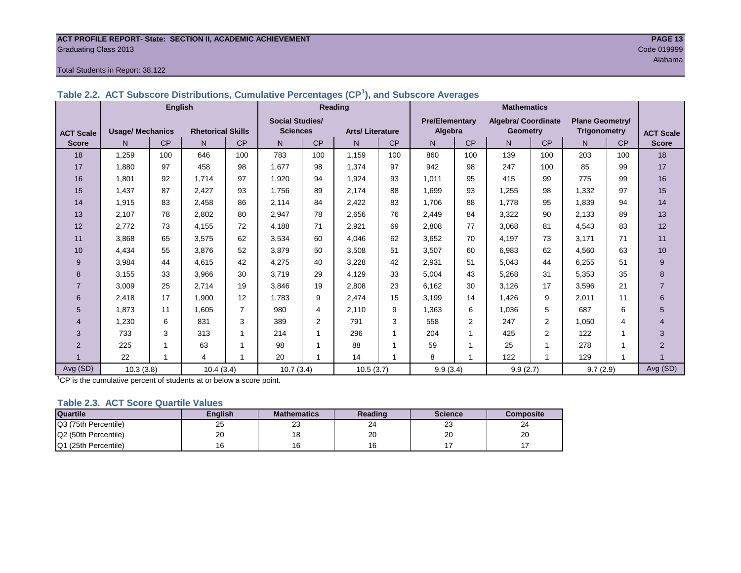ACT PROFILE REPORT- State: SECTION II, ACADEMIC ACHIEVEMENT
Graduating Class 2013
Code 019999
Alabama

Total Students in Report: 38,122

### Table 2.2. ACT Subscore Distributions, Cumulative Percentages (CP[1]), and Subscore Averages

| | English | | | | Reading | | | | Mathematics | | | | | | |
|---|---|---|---|---|---|---|---|---|---|---|---|---|---|---|---|
| ACT Scale Score | Usage/ Mechanics | | Rhetorical Skills | | Social Studies/ Sciences | | Arts/ Literature | | Pre/Elementary Algebra | | Algebra/ Coordinate Geometry | | Plane Geometry/ Trigonometry | | ACT Scale Score |
| | N | CP | N | CP | N | CP | N | CP | N | CP | N | CP | N | CP | |
| 18 | 1,259 | 100 | 646 | 100 | 783 | 100 | 1,159 | 100 | 860 | 100 | 139 | 100 | 203 | 100 | 18 |
| 17 | 1,880 | 97 | 458 | 98 | 1,677 | 98 | 1,374 | 97 | 942 | 98 | 247 | 100 | 85 | 99 | 17 |
| 16 | 1,801 | 92 | 1,714 | 97 | 1,920 | 94 | 1,924 | 93 | 1,011 | 95 | 415 | 99 | 775 | 99 | 16 |
| 15 | 1,437 | 87 | 2,427 | 93 | 1,756 | 89 | 2,174 | 88 | 1,699 | 93 | 1,255 | 98 | 1,332 | 97 | 15 |
| 14 | 1,915 | 83 | 2,458 | 86 | 2,114 | 84 | 2,422 | 83 | 1,706 | 88 | 1,778 | 95 | 1,839 | 94 | 14 |
| 13 | 2,107 | 78 | 2,802 | 80 | 2,947 | 78 | 2,656 | 76 | 2,449 | 84 | 3,322 | 90 | 2,133 | 89 | 13 |
| 12 | 2,772 | 73 | 4,155 | 72 | 4,188 | 71 | 2,921 | 69 | 2,808 | 77 | 3,068 | 81 | 4,543 | 83 | 12 |
| 11 | 3,868 | 65 | 3,575 | 62 | 3,534 | 60 | 4,046 | 62 | 3,652 | 70 | 4,197 | 73 | 3,171 | 71 | 11 |
| 10 | 4,434 | 55 | 3,876 | 52 | 3,879 | 50 | 3,508 | 51 | 3,507 | 60 | 6,983 | 62 | 4,560 | 63 | 10 |
| 9 | 3,984 | 44 | 4,615 | 42 | 4,275 | 40 | 3,228 | 42 | 2,931 | 51 | 5,043 | 44 | 6,255 | 51 | 9 |
| 8 | 3,155 | 33 | 3,966 | 30 | 3,719 | 29 | 4,129 | 33 | 5,004 | 43 | 5,268 | 31 | 5,353 | 35 | 8 |
| 7 | 3,009 | 25 | 2,714 | 19 | 3,846 | 19 | 2,808 | 23 | 6,162 | 30 | 3,126 | 17 | 3,596 | 21 | 7 |
| 6 | 2,418 | 17 | 1,900 | 12 | 1,783 | 9 | 2,474 | 15 | 3,199 | 14 | 1,426 | 9 | 2,011 | 11 | 6 |
| 5 | 1,873 | 11 | 1,605 | 7 | 980 | 4 | 2,110 | 9 | 1,363 | 6 | 1,036 | 5 | 687 | 6 | 5 |
| 4 | 1,230 | 6 | 831 | 3 | 389 | 2 | 791 | 3 | 558 | 2 | 247 | 2 | 1,050 | 4 | 4 |
| 3 | 733 | 3 | 313 | 1 | 214 | 1 | 296 | 1 | 204 | 1 | 425 | 2 | 122 | 1 | 3 |
| 2 | 225 | 1 | 63 | 1 | 98 | 1 | 88 | 1 | 59 | 1 | 25 | 1 | 278 | 1 | 2 |
| 1 | 22 | 1 | 4 | 1 | 20 | 1 | 14 | 1 | 8 | 1 | 122 | 1 | 129 | 1 | 1 |
| Avg (SD) | 10.3 (3.8) | | 10.4 (3.4) | | 10.7 (3.4) | | 10.5 (3.7) | | 9.9 (3.4) | | 9.9 (2.7) | | 9.7 (2.9) | | Avg (SD) |

[1]CP is the cumulative percent of students at or below a score point.

### Table 2.3. ACT Score Quartile Values

| Quartile | English | Mathematics | Reading | Science | Composite |
|---|---|---|---|---|---|
| Q3 (75th Percentile) | 25 | 23 | 24 | 23 | 24 |
| Q2 (50th Percentile) | 20 | 18 | 20 | 20 | 20 |
| Q1 (25th Percentile) | 16 | 16 | 16 | 17 | 17 |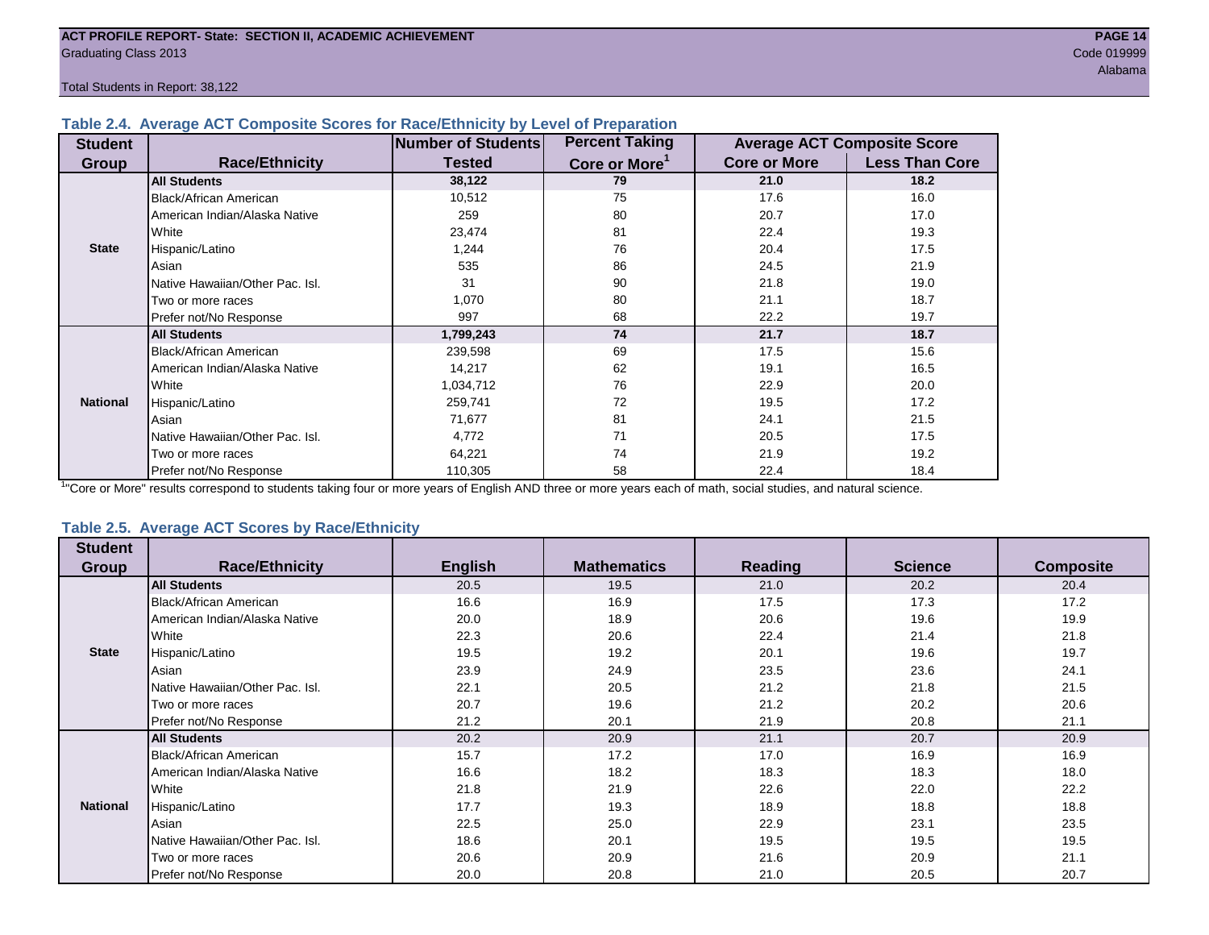## Table 2.4. Average ACT Composite Scores for Race/Ethnicity by Level of Preparation

| Student Group | Race/Ethnicity | Number of Students Tested | Percent Taking Core or More[1] | Average ACT Composite Score | |
|---|---|---|---|---|---|
| | | | | Core or More | Less Than Core |
| State | **All Students** | **38,122** | **79** | **21.0** | **18.2** |
| | Black/African American | 10,512 | 75 | 17.6 | 16.0 |
| | American Indian/Alaska Native | 259 | 80 | 20.7 | 17.0 |
| | White | 23,474 | 81 | 22.4 | 19.3 |
| | Hispanic/Latino | 1,244 | 76 | 20.4 | 17.5 |
| | Asian | 535 | 86 | 24.5 | 21.9 |
| | Native Hawaiian/Other Pac. Isl. | 31 | 90 | 21.8 | 19.0 |
| | Two or more races | 1,070 | 80 | 21.1 | 18.7 |
| | Prefer not/No Response | 997 | 68 | 22.2 | 19.7 |
| National | **All Students** | **1,799,243** | **74** | **21.7** | **18.7** |
| | Black/African American | 239,598 | 69 | 17.5 | 15.6 |
| | American Indian/Alaska Native | 14,217 | 62 | 19.1 | 16.5 |
| | White | 1,034,712 | 76 | 22.9 | 20.0 |
| | Hispanic/Latino | 259,741 | 72 | 19.5 | 17.2 |
| | Asian | 71,677 | 81 | 24.1 | 21.5 |
| | Native Hawaiian/Other Pac. Isl. | 4,772 | 71 | 20.5 | 17.5 |
| | Two or more races | 64,221 | 74 | 21.9 | 19.2 |
| | Prefer not/No Response | 110,305 | 58 | 22.4 | 18.4 |

[1]"Core or More" results correspond to students taking four or more years of English AND three or more years each of math, social studies, and natural science.

## Table 2.5. Average ACT Scores by Race/Ethnicity

| Student Group | Race/Ethnicity | English | Mathematics | Reading | Science | Composite |
|---|---|---|---|---|---|---|
| State | **All Students** | 20.5 | 19.5 | 21.0 | 20.2 | 20.4 |
| | Black/African American | 16.6 | 16.9 | 17.5 | 17.3 | 17.2 |
| | American Indian/Alaska Native | 20.0 | 18.9 | 20.6 | 19.6 | 19.9 |
| | White | 22.3 | 20.6 | 22.4 | 21.4 | 21.8 |
| | Hispanic/Latino | 19.5 | 19.2 | 20.1 | 19.6 | 19.7 |
| | Asian | 23.9 | 24.9 | 23.5 | 23.6 | 24.1 |
| | Native Hawaiian/Other Pac. Isl. | 22.1 | 20.5 | 21.2 | 21.8 | 21.5 |
| | Two or more races | 20.7 | 19.6 | 21.2 | 20.2 | 20.6 |
| | Prefer not/No Response | 21.2 | 20.1 | 21.9 | 20.8 | 21.1 |
| National | **All Students** | 20.2 | 20.9 | 21.1 | 20.7 | 20.9 |
| | Black/African American | 15.7 | 17.2 | 17.0 | 16.9 | 16.9 |
| | American Indian/Alaska Native | 16.6 | 18.2 | 18.3 | 18.3 | 18.0 |
| | White | 21.8 | 21.9 | 22.6 | 22.0 | 22.2 |
| | Hispanic/Latino | 17.7 | 19.3 | 18.9 | 18.8 | 18.8 |
| | Asian | 22.5 | 25.0 | 22.9 | 23.1 | 23.5 |
| | Native Hawaiian/Other Pac. Isl. | 18.6 | 20.1 | 19.5 | 19.5 | 19.5 |
| | Two or more races | 20.6 | 20.9 | 21.6 | 20.9 | 21.1 |
| | Prefer not/No Response | 20.0 | 20.8 | 21.0 | 20.5 | 20.7 |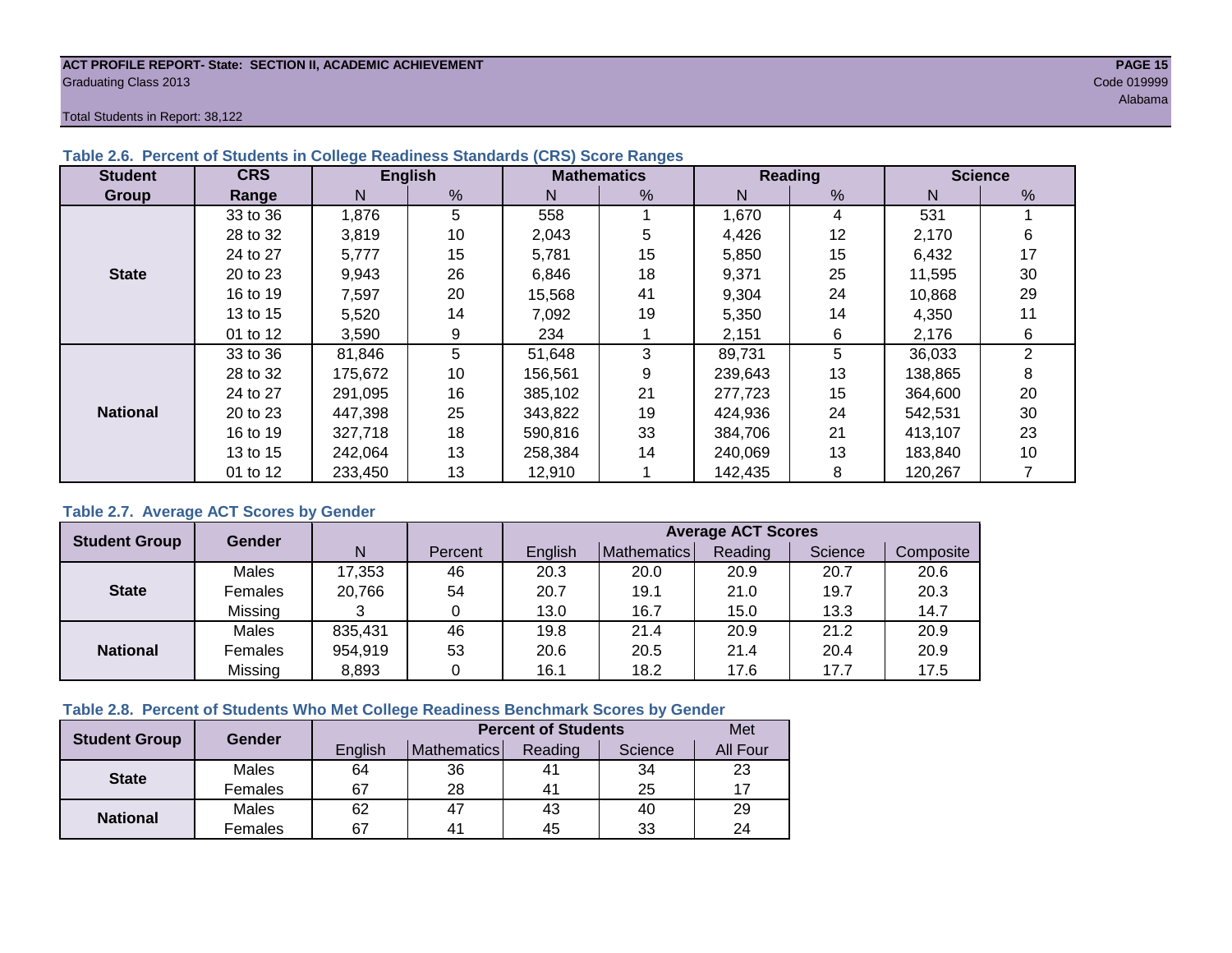ACT PROFILE REPORT- State: SECTION II, ACADEMIC ACHIEVEMENT
Graduating Class 2013

Code 019999
Alabama

Total Students in Report: 38,122

### Table 2.6. Percent of Students in College Readiness Standards (CRS) Score Ranges

| Student Group | CRS Range | English | | Mathematics | | Reading | | Science | |
|---|---|---|---|---|---|---|---|---|---|
| | | N | % | N | % | N | % | N | % |
| State | 33 to 36 | 1,876 | 5 | 558 | 1 | 1,670 | 4 | 531 | 1 |
| | 28 to 32 | 3,819 | 10 | 2,043 | 5 | 4,426 | 12 | 2,170 | 6 |
| | 24 to 27 | 5,777 | 15 | 5,781 | 15 | 5,850 | 15 | 6,432 | 17 |
| | 20 to 23 | 9,943 | 26 | 6,846 | 18 | 9,371 | 25 | 11,595 | 30 |
| | 16 to 19 | 7,597 | 20 | 15,568 | 41 | 9,304 | 24 | 10,868 | 29 |
| | 13 to 15 | 5,520 | 14 | 7,092 | 19 | 5,350 | 14 | 4,350 | 11 |
| | 01 to 12 | 3,590 | 9 | 234 | 1 | 2,151 | 6 | 2,176 | 6 |
| National | 33 to 36 | 81,846 | 5 | 51,648 | 3 | 89,731 | 5 | 36,033 | 2 |
| | 28 to 32 | 175,672 | 10 | 156,561 | 9 | 239,643 | 13 | 138,865 | 8 |
| | 24 to 27 | 291,095 | 16 | 385,102 | 21 | 277,723 | 15 | 364,600 | 20 |
| | 20 to 23 | 447,398 | 25 | 343,822 | 19 | 424,936 | 24 | 542,531 | 30 |
| | 16 to 19 | 327,718 | 18 | 590,816 | 33 | 384,706 | 21 | 413,107 | 23 |
| | 13 to 15 | 242,064 | 13 | 258,384 | 14 | 240,069 | 13 | 183,840 | 10 |
| | 01 to 12 | 233,450 | 13 | 12,910 | 1 | 142,435 | 8 | 120,267 | 7 |

### Table 2.7. Average ACT Scores by Gender

| Student Group | Gender | N | Percent | Average ACT Scores | | | | |
|---|---|---|---|---|---|---|---|---|
| | | | | English | Mathematics | Reading | Science | Composite |
| State | Males | 17,353 | 46 | 20.3 | 20.0 | 20.9 | 20.7 | 20.6 |
| | Females | 20,766 | 54 | 20.7 | 19.1 | 21.0 | 19.7 | 20.3 |
| | Missing | 3 | 0 | 13.0 | 16.7 | 15.0 | 13.3 | 14.7 |
| National | Males | 835,431 | 46 | 19.8 | 21.4 | 20.9 | 21.2 | 20.9 |
| | Females | 954,919 | 53 | 20.6 | 20.5 | 21.4 | 20.4 | 20.9 |
| | Missing | 8,893 | 0 | 16.1 | 18.2 | 17.6 | 17.7 | 17.5 |

### Table 2.8. Percent of Students Who Met College Readiness Benchmark Scores by Gender

| Student Group | Gender | Percent of Students | | | | Met |
|---|---|---|---|---|---|---|
| | | English | Mathematics | Reading | Science | All Four |
| State | Males | 64 | 36 | 41 | 34 | 23 |
| | Females | 67 | 28 | 41 | 25 | 17 |
| National | Males | 62 | 47 | 43 | 40 | 29 |
| | Females | 67 | 41 | 45 | 33 | 24 |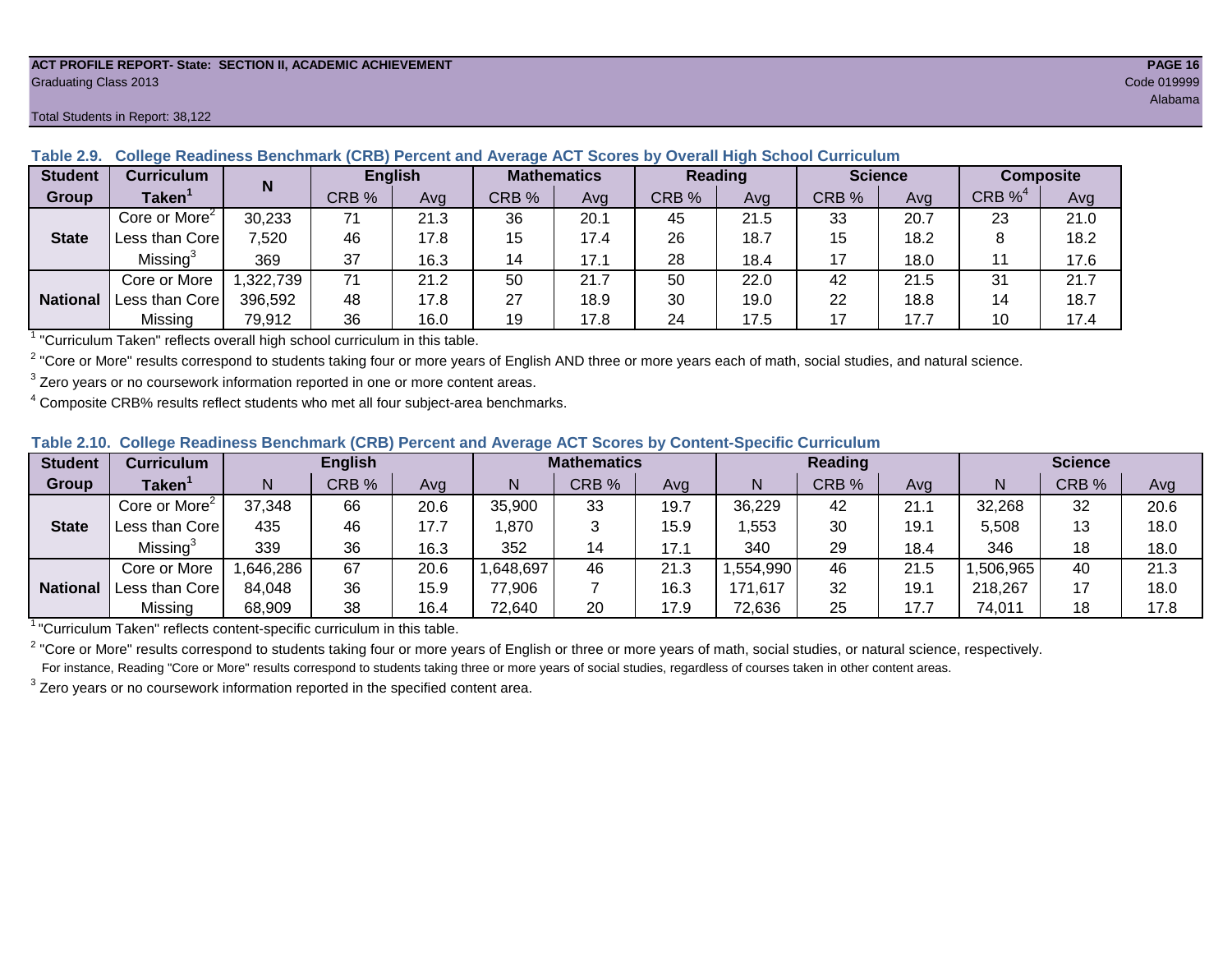**ACT PROFILE REPORT- State: SECTION II, ACADEMIC ACHIEVEMENT**
Graduating Class 2013
Code 019999
Alabama

Total Students in Report: 38,122

### Table 2.9. College Readiness Benchmark (CRB) Percent and Average ACT Scores by Overall High School Curriculum

| Student Group | Curriculum Taken[1] | N | English | | Mathematics | | Reading | | Science | | Composite | |
|---|---|---|---|---|---|---|---|---|---|---|---|---|
| | | | CRB % | Avg | CRB % | Avg | CRB % | Avg | CRB % | Avg | CRB %[4] | Avg |
| State | Core or More[2] | 30,233 | 71 | 21.3 | 36 | 20.1 | 45 | 21.5 | 33 | 20.7 | 23 | 21.0 |
| | Less than Core | 7,520 | 46 | 17.8 | 15 | 17.4 | 26 | 18.7 | 15 | 18.2 | 8 | 18.2 |
| | Missing[3] | 369 | 37 | 16.3 | 14 | 17.1 | 28 | 18.4 | 17 | 18.0 | 11 | 17.6 |
| National | Core or More | 1,322,739 | 71 | 21.2 | 50 | 21.7 | 50 | 22.0 | 42 | 21.5 | 31 | 21.7 |
| | Less than Core | 396,592 | 48 | 17.8 | 27 | 18.9 | 30 | 19.0 | 22 | 18.8 | 14 | 18.7 |
| | Missing | 79,912 | 36 | 16.0 | 19 | 17.8 | 24 | 17.5 | 17 | 17.7 | 10 | 17.4 |

[1] "Curriculum Taken" reflects overall high school curriculum in this table.

[2] "Core or More" results correspond to students taking four or more years of English AND three or more years each of math, social studies, and natural science.

[3] Zero years or no coursework information reported in one or more content areas.

[4] Composite CRB% results reflect students who met all four subject-area benchmarks.

### Table 2.10. College Readiness Benchmark (CRB) Percent and Average ACT Scores by Content-Specific Curriculum

| Student Group | Curriculum Taken[1] | English | | | Mathematics | | | Reading | | | Science | | |
|---|---|---|---|---|---|---|---|---|---|---|---|---|---|
| | | N | CRB % | Avg | N | CRB % | Avg | N | CRB % | Avg | N | CRB % | Avg |
| State | Core or More[2] | 37,348 | 66 | 20.6 | 35,900 | 33 | 19.7 | 36,229 | 42 | 21.1 | 32,268 | 32 | 20.6 |
| | Less than Core | 435 | 46 | 17.7 | 1,870 | 3 | 15.9 | 1,553 | 30 | 19.1 | 5,508 | 13 | 18.0 |
| | Missing[3] | 339 | 36 | 16.3 | 352 | 14 | 17.1 | 340 | 29 | 18.4 | 346 | 18 | 18.0 |
| National | Core or More | 1,646,286 | 67 | 20.6 | 1,648,697 | 46 | 21.3 | 1,554,990 | 46 | 21.5 | 1,506,965 | 40 | 21.3 |
| | Less than Core | 84,048 | 36 | 15.9 | 77,906 | 7 | 16.3 | 171,617 | 32 | 19.1 | 218,267 | 17 | 18.0 |
| | Missing | 68,909 | 38 | 16.4 | 72,640 | 20 | 17.9 | 72,636 | 25 | 17.7 | 74,011 | 18 | 17.8 |

[1] "Curriculum Taken" reflects content-specific curriculum in this table.

[2] "Core or More" results correspond to students taking four or more years of English or three or more years of math, social studies, or natural science, respectively.
For instance, Reading "Core or More" results correspond to students taking three or more years of social studies, regardless of courses taken in other content areas.

[3] Zero years or no coursework information reported in the specified content area.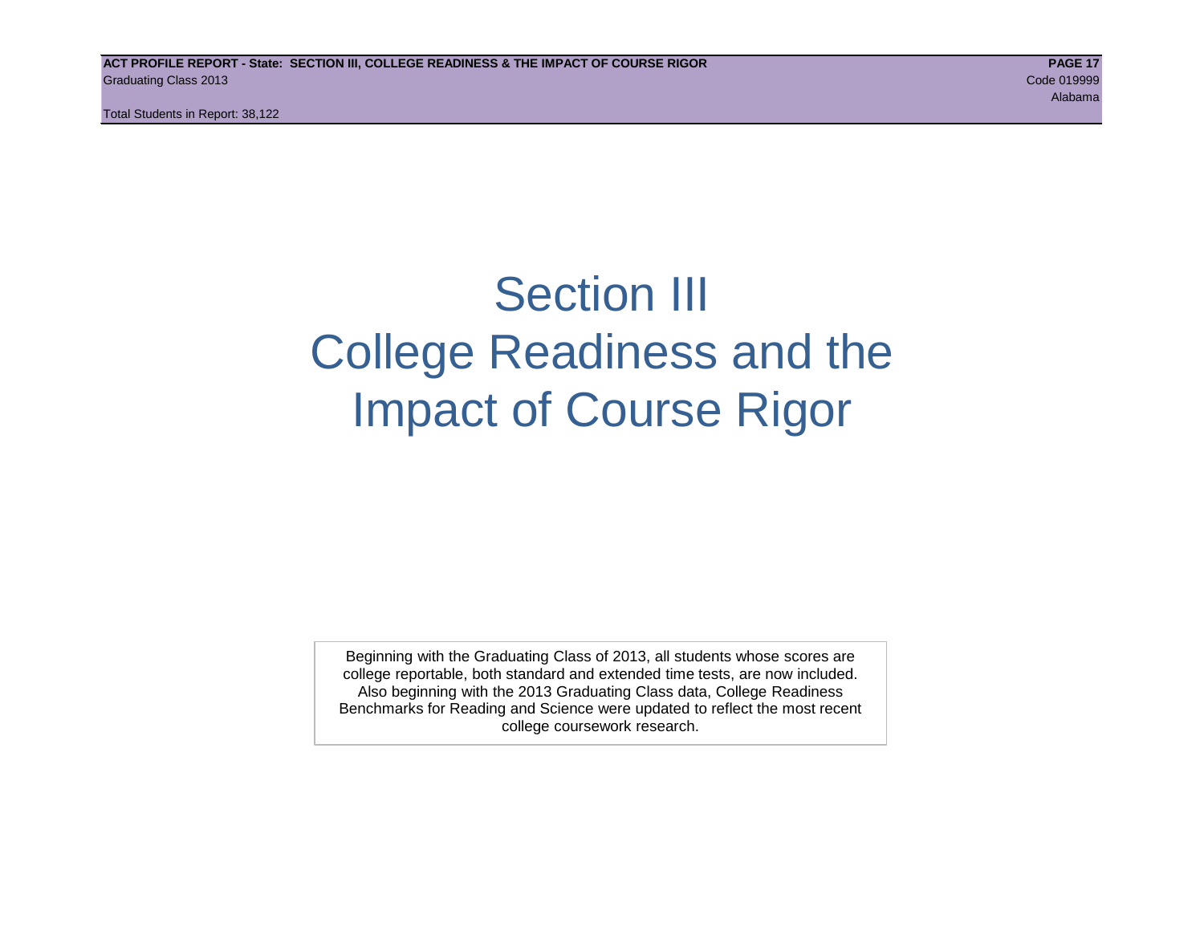# Section III
# College Readiness and the Impact of Course Rigor

Beginning with the Graduating Class of 2013, all students whose scores are college reportable, both standard and extended time tests, are now included. Also beginning with the 2013 Graduating Class data, College Readiness Benchmarks for Reading and Science were updated to reflect the most recent college coursework research.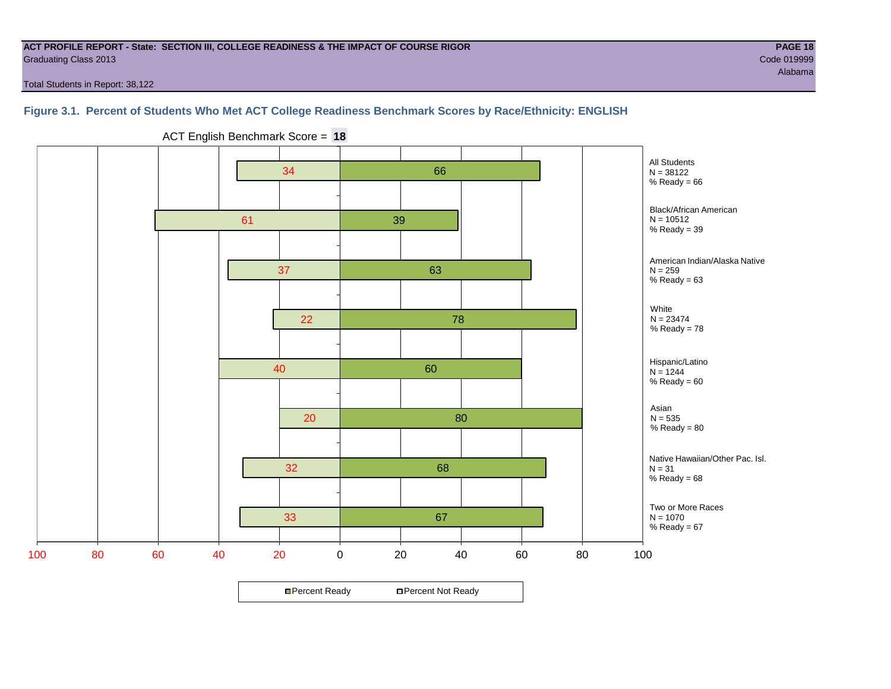ACT PROFILE REPORT - State: SECTION III, COLLEGE READINESS & THE IMPACT OF COURSE RIGOR

Graduating Class 2013

Code 019999

Alabama

Total Students in Report: 38,122

### Figure 3.1. Percent of Students Who Met ACT College Readiness Benchmark Scores by Race/Ethnicity: ENGLISH

ACT English Benchmark Score = **18**

| Group | N | Percent Not Ready | Percent Ready |
|---|---|---|---|
| All Students | 38122 | 34 | 66 |
| Black/African American | 10512 | 61 | 39 |
| American Indian/Alaska Native | 259 | 37 | 63 |
| White | 23474 | 22 | 78 |
| Hispanic/Latino | 1244 | 40 | 60 |
| Asian | 535 | 20 | 80 |
| Native Hawaiian/Other Pac. Isl. | 31 | 32 | 68 |
| Two or More Races | 1070 | 33 | 67 |

All Students
N = 38122
% Ready = 66

Black/African American
N = 10512
% Ready = 39

American Indian/Alaska Native
N = 259
% Ready = 63

White
N = 23474
% Ready = 78

Hispanic/Latino
N = 1244
% Ready = 60

Asian
N = 535
% Ready = 80

Native Hawaiian/Other Pac. Isl.
N = 31
% Ready = 68

Two or More Races
N = 1070
% Ready = 67

Percent Ready | Percent Not Ready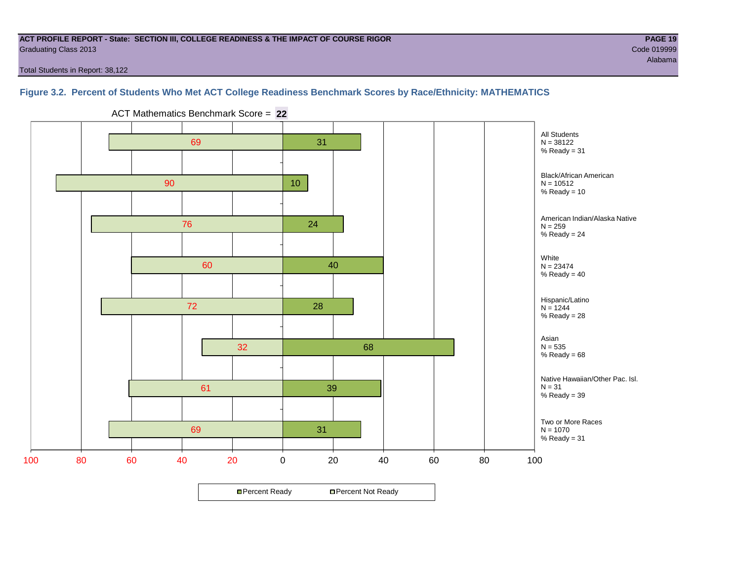**ACT PROFILE REPORT - State: SECTION III, COLLEGE READINESS & THE IMPACT OF COURSE RIGOR**
Graduating Class 2013
Code 019999
Alabama

Total Students in Report: 38,122

## Figure 3.2. Percent of Students Who Met ACT College Readiness Benchmark Scores by Race/Ethnicity: MATHEMATICS

ACT Mathematics Benchmark Score = **22**

| Group | N | Percent Not Ready | Percent Ready |
|---|---|---|---|
| All Students | 38122 | 69 | 31 |
| Black/African American | 10512 | 90 | 10 |
| American Indian/Alaska Native | 259 | 76 | 24 |
| White | 23474 | 60 | 40 |
| Hispanic/Latino | 1244 | 72 | 28 |
| Asian | 535 | 32 | 68 |
| Native Hawaiian/Other Pac. Isl. | 31 | 61 | 39 |
| Two or More Races | 1070 | 69 | 31 |

Percent Ready ■ Percent Not Ready □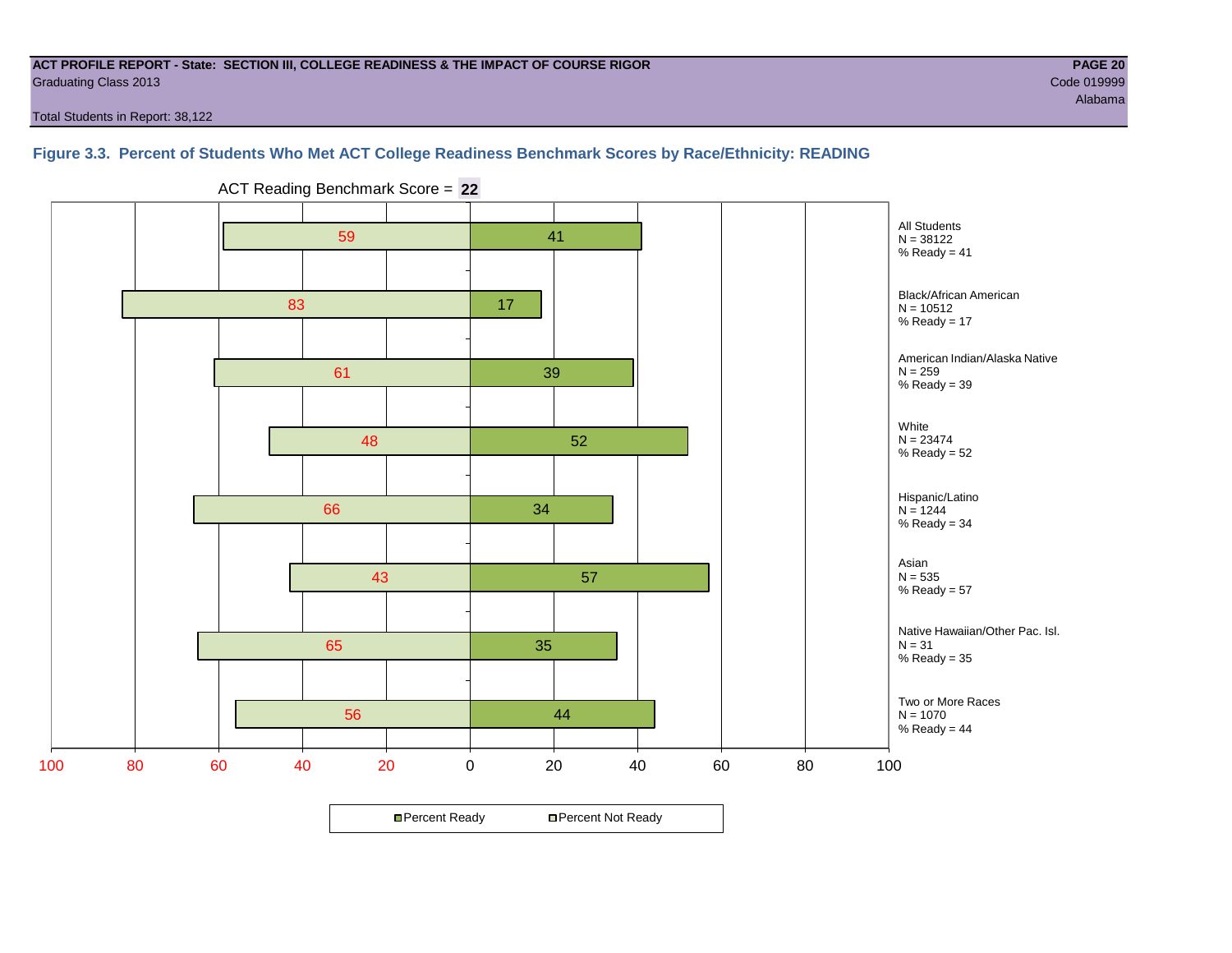**ACT PROFILE REPORT - State: SECTION III, COLLEGE READINESS & THE IMPACT OF COURSE RIGOR**
Graduating Class 2013
Code 019999
Alabama

Total Students in Report: 38,122

### Figure 3.3. Percent of Students Who Met ACT College Readiness Benchmark Scores by Race/Ethnicity: READING

ACT Reading Benchmark Score = **22**

| Group | N | Percent Not Ready | Percent Ready |
|---|---|---|---|
| All Students | 38122 | 59 | 41 |
| Black/African American | 10512 | 83 | 17 |
| American Indian/Alaska Native | 259 | 61 | 39 |
| White | 23474 | 48 | 52 |
| Hispanic/Latino | 1244 | 66 | 34 |
| Asian | 535 | 43 | 57 |
| Native Hawaiian/Other Pac. Isl. | 31 | 65 | 35 |
| Two or More Races | 1070 | 56 | 44 |

■ Percent Ready □ Percent Not Ready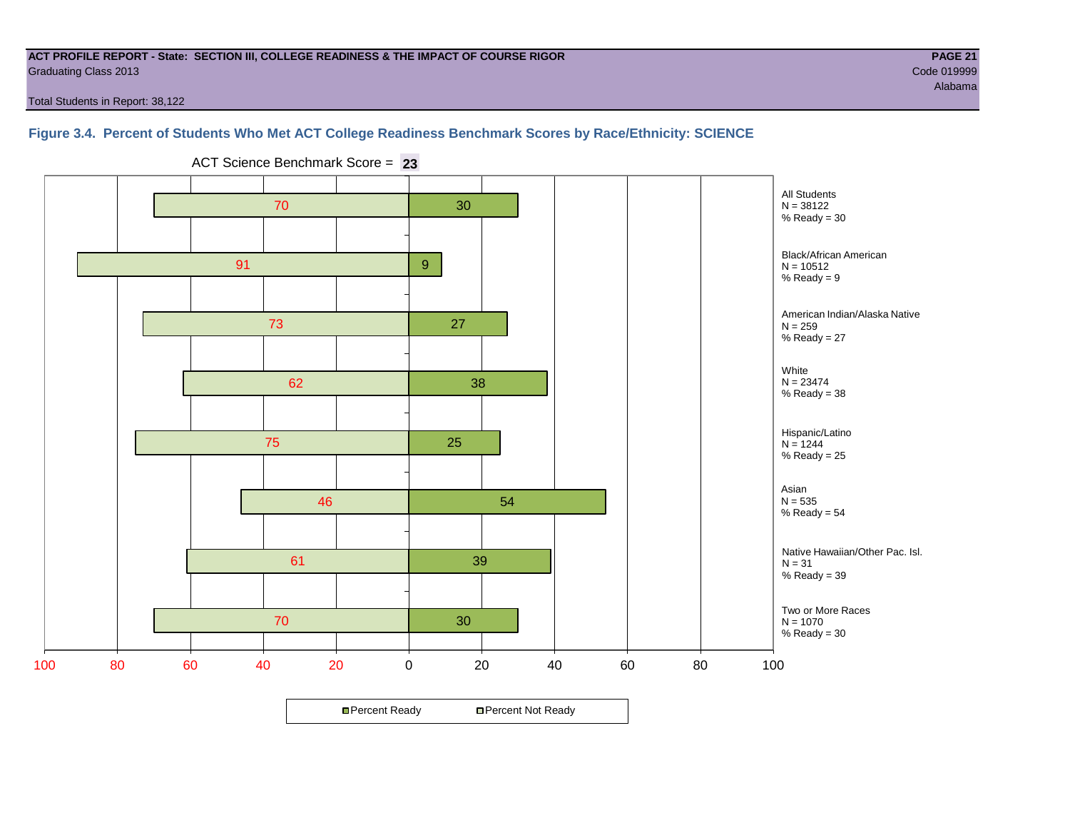ACT PROFILE REPORT - State: SECTION III, COLLEGE READINESS & THE IMPACT OF COURSE RIGOR

Graduating Class 2013

Code 019999

Alabama

Total Students in Report: 38,122

## Figure 3.4. Percent of Students Who Met ACT College Readiness Benchmark Scores by Race/Ethnicity: SCIENCE

ACT Science Benchmark Score = **23**

| Group | N | Percent Not Ready | Percent Ready |
|---|---|---|---|
| All Students | 38122 | 70 | 30 |
| Black/African American | 10512 | 91 | 9 |
| American Indian/Alaska Native | 259 | 73 | 27 |
| White | 23474 | 62 | 38 |
| Hispanic/Latino | 1244 | 75 | 25 |
| Asian | 535 | 46 | 54 |
| Native Hawaiian/Other Pac. Isl. | 31 | 61 | 39 |
| Two or More Races | 1070 | 70 | 30 |

Percent Ready   Percent Not Ready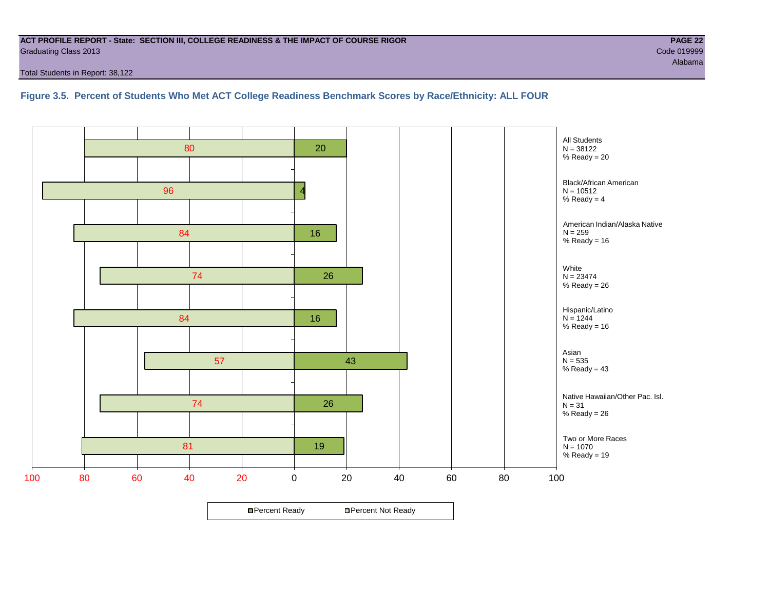ACT PROFILE REPORT - State: SECTION III, COLLEGE READINESS & THE IMPACT OF COURSE RIGOR
Graduating Class 2013
Code 019999
Alabama
Total Students in Report: 38,122

### Figure 3.5. Percent of Students Who Met ACT College Readiness Benchmark Scores by Race/Ethnicity: ALL FOUR

| Group | N | Percent Not Ready | Percent Ready |
|---|---|---|---|
| All Students | 38122 | 80 | 20 |
| Black/African American | 10512 | 96 | 4 |
| American Indian/Alaska Native | 259 | 84 | 16 |
| White | 23474 | 74 | 26 |
| Hispanic/Latino | 1244 | 84 | 16 |
| Asian | 535 | 57 | 43 |
| Native Hawaiian/Other Pac. Isl. | 31 | 74 | 26 |
| Two or More Races | 1070 | 81 | 19 |

Percent Ready | Percent Not Ready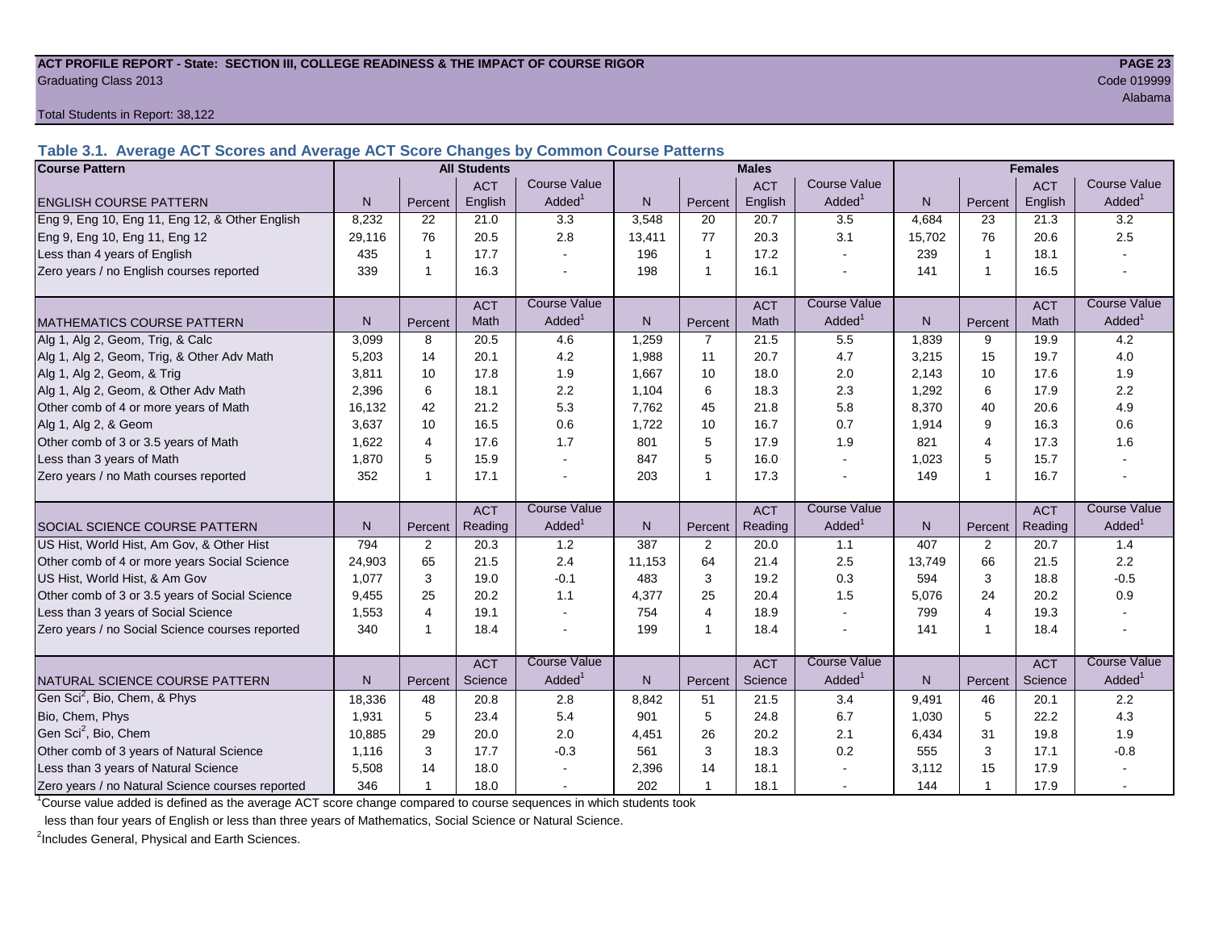**ACT PROFILE REPORT - State: SECTION III, COLLEGE READINESS & THE IMPACT OF COURSE RIGOR**
Graduating Class 2013

Code 019999
Alabama

Total Students in Report: 38,122

### Table 3.1. Average ACT Scores and Average ACT Score Changes by Common Course Patterns

| Course Pattern | All Students | | | | Males | | | | Females | | | |
|---|---|---|---|---|---|---|---|---|---|---|---|---|
| ENGLISH COURSE PATTERN | N | Percent | ACT English | Course Value Added[1] | N | Percent | ACT English | Course Value Added[1] | N | Percent | ACT English | Course Value Added[1] |
| Eng 9, Eng 10, Eng 11, Eng 12, & Other English | 8,232 | 22 | 21.0 | 3.3 | 3,548 | 20 | 20.7 | 3.5 | 4,684 | 23 | 21.3 | 3.2 |
| Eng 9, Eng 10, Eng 11, Eng 12 | 29,116 | 76 | 20.5 | 2.8 | 13,411 | 77 | 20.3 | 3.1 | 15,702 | 76 | 20.6 | 2.5 |
| Less than 4 years of English | 435 | 1 | 17.7 | - | 196 | 1 | 17.2 | - | 239 | 1 | 18.1 | - |
| Zero years / no English courses reported | 339 | 1 | 16.3 | - | 198 | 1 | 16.1 | - | 141 | 1 | 16.5 | - |
| MATHEMATICS COURSE PATTERN | N | Percent | ACT Math | Course Value Added[1] | N | Percent | ACT Math | Course Value Added[1] | N | Percent | ACT Math | Course Value Added[1] |
| Alg 1, Alg 2, Geom, Trig, & Calc | 3,099 | 8 | 20.5 | 4.6 | 1,259 | 7 | 21.5 | 5.5 | 1,839 | 9 | 19.9 | 4.2 |
| Alg 1, Alg 2, Geom, Trig, & Other Adv Math | 5,203 | 14 | 20.1 | 4.2 | 1,988 | 11 | 20.7 | 4.7 | 3,215 | 15 | 19.7 | 4.0 |
| Alg 1, Alg 2, Geom, & Trig | 3,811 | 10 | 17.8 | 1.9 | 1,667 | 10 | 18.0 | 2.0 | 2,143 | 10 | 17.6 | 1.9 |
| Alg 1, Alg 2, Geom, & Other Adv Math | 2,396 | 6 | 18.1 | 2.2 | 1,104 | 6 | 18.3 | 2.3 | 1,292 | 6 | 17.9 | 2.2 |
| Other comb of 4 or more years of Math | 16,132 | 42 | 21.2 | 5.3 | 7,762 | 45 | 21.8 | 5.8 | 8,370 | 40 | 20.6 | 4.9 |
| Alg 1, Alg 2, & Geom | 3,637 | 10 | 16.5 | 0.6 | 1,722 | 10 | 16.7 | 0.7 | 1,914 | 9 | 16.3 | 0.6 |
| Other comb of 3 or 3.5 years of Math | 1,622 | 4 | 17.6 | 1.7 | 801 | 5 | 17.9 | 1.9 | 821 | 4 | 17.3 | 1.6 |
| Less than 3 years of Math | 1,870 | 5 | 15.9 | - | 847 | 5 | 16.0 | - | 1,023 | 5 | 15.7 | - |
| Zero years / no Math courses reported | 352 | 1 | 17.1 | - | 203 | 1 | 17.3 | - | 149 | 1 | 16.7 | - |
| SOCIAL SCIENCE COURSE PATTERN | N | Percent | ACT Reading | Course Value Added[1] | N | Percent | ACT Reading | Course Value Added[1] | N | Percent | ACT Reading | Course Value Added[1] |
| US Hist, World Hist, Am Gov, & Other Hist | 794 | 2 | 20.3 | 1.2 | 387 | 2 | 20.0 | 1.1 | 407 | 2 | 20.7 | 1.4 |
| Other comb of 4 or more years Social Science | 24,903 | 65 | 21.5 | 2.4 | 11,153 | 64 | 21.4 | 2.5 | 13,749 | 66 | 21.5 | 2.2 |
| US Hist, World Hist, & Am Gov | 1,077 | 3 | 19.0 | -0.1 | 483 | 3 | 19.2 | 0.3 | 594 | 3 | 18.8 | -0.5 |
| Other comb of 3 or 3.5 years of Social Science | 9,455 | 25 | 20.2 | 1.1 | 4,377 | 25 | 20.4 | 1.5 | 5,076 | 24 | 20.2 | 0.9 |
| Less than 3 years of Social Science | 1,553 | 4 | 19.1 | - | 754 | 4 | 18.9 | - | 799 | 4 | 19.3 | - |
| Zero years / no Social Science courses reported | 340 | 1 | 18.4 | - | 199 | 1 | 18.4 | - | 141 | 1 | 18.4 | - |
| NATURAL SCIENCE COURSE PATTERN | N | Percent | ACT Science | Course Value Added[1] | N | Percent | ACT Science | Course Value Added[1] | N | Percent | ACT Science | Course Value Added[1] |
| Gen Sci[2], Bio, Chem, & Phys | 18,336 | 48 | 20.8 | 2.8 | 8,842 | 51 | 21.5 | 3.4 | 9,491 | 46 | 20.1 | 2.2 |
| Bio, Chem, Phys | 1,931 | 5 | 23.4 | 5.4 | 901 | 5 | 24.8 | 6.7 | 1,030 | 5 | 22.2 | 4.3 |
| Gen Sci[2], Bio, Chem | 10,885 | 29 | 20.0 | 2.0 | 4,451 | 26 | 20.2 | 2.1 | 6,434 | 31 | 19.8 | 1.9 |
| Other comb of 3 years of Natural Science | 1,116 | 3 | 17.7 | -0.3 | 561 | 3 | 18.3 | 0.2 | 555 | 3 | 17.1 | -0.8 |
| Less than 3 years of Natural Science | 5,508 | 14 | 18.0 | - | 2,396 | 14 | 18.1 | - | 3,112 | 15 | 17.9 | - |
| Zero years / no Natural Science courses reported | 346 | 1 | 18.0 | - | 202 | 1 | 18.1 | - | 144 | 1 | 17.9 | - |

[1]Course value added is defined as the average ACT score change compared to course sequences in which students took less than four years of English or less than three years of Mathematics, Social Science or Natural Science.

[2]Includes General, Physical and Earth Sciences.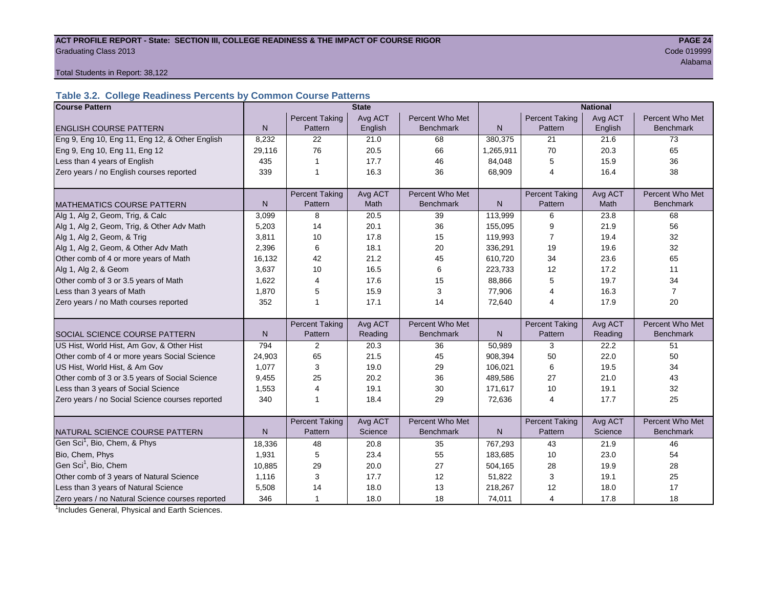ACT PROFILE REPORT - State: SECTION III, COLLEGE READINESS & THE IMPACT OF COURSE RIGOR

Graduating Class 2013

Code 019999

Alabama

Total Students in Report: 38,122

## Table 3.2. College Readiness Percents by Common Course Patterns

| Course Pattern | State | | | | National | | | |
|---|---|---|---|---|---|---|---|---|
| ENGLISH COURSE PATTERN | N | Percent Taking Pattern | Avg ACT English | Percent Who Met Benchmark | N | Percent Taking Pattern | Avg ACT English | Percent Who Met Benchmark |
| Eng 9, Eng 10, Eng 11, Eng 12, & Other English | 8,232 | 22 | 21.0 | 68 | 380,375 | 21 | 21.6 | 73 |
| Eng 9, Eng 10, Eng 11, Eng 12 | 29,116 | 76 | 20.5 | 66 | 1,265,911 | 70 | 20.3 | 65 |
| Less than 4 years of English | 435 | 1 | 17.7 | 46 | 84,048 | 5 | 15.9 | 36 |
| Zero years / no English courses reported | 339 | 1 | 16.3 | 36 | 68,909 | 4 | 16.4 | 38 |
| MATHEMATICS COURSE PATTERN | N | Percent Taking Pattern | Avg ACT Math | Percent Who Met Benchmark | N | Percent Taking Pattern | Avg ACT Math | Percent Who Met Benchmark |
| Alg 1, Alg 2, Geom, Trig, & Calc | 3,099 | 8 | 20.5 | 39 | 113,999 | 6 | 23.8 | 68 |
| Alg 1, Alg 2, Geom, Trig, & Other Adv Math | 5,203 | 14 | 20.1 | 36 | 155,095 | 9 | 21.9 | 56 |
| Alg 1, Alg 2, Geom, & Trig | 3,811 | 10 | 17.8 | 15 | 119,993 | 7 | 19.4 | 32 |
| Alg 1, Alg 2, Geom, & Other Adv Math | 2,396 | 6 | 18.1 | 20 | 336,291 | 19 | 19.6 | 32 |
| Other comb of 4 or more years of Math | 16,132 | 42 | 21.2 | 45 | 610,720 | 34 | 23.6 | 65 |
| Alg 1, Alg 2, & Geom | 3,637 | 10 | 16.5 | 6 | 223,733 | 12 | 17.2 | 11 |
| Other comb of 3 or 3.5 years of Math | 1,622 | 4 | 17.6 | 15 | 88,866 | 5 | 19.7 | 34 |
| Less than 3 years of Math | 1,870 | 5 | 15.9 | 3 | 77,906 | 4 | 16.3 | 7 |
| Zero years / no Math courses reported | 352 | 1 | 17.1 | 14 | 72,640 | 4 | 17.9 | 20 |
| SOCIAL SCIENCE COURSE PATTERN | N | Percent Taking Pattern | Avg ACT Reading | Percent Who Met Benchmark | N | Percent Taking Pattern | Avg ACT Reading | Percent Who Met Benchmark |
| US Hist, World Hist, Am Gov, & Other Hist | 794 | 2 | 20.3 | 36 | 50,989 | 3 | 22.2 | 51 |
| Other comb of 4 or more years Social Science | 24,903 | 65 | 21.5 | 45 | 908,394 | 50 | 22.0 | 50 |
| US Hist, World Hist, & Am Gov | 1,077 | 3 | 19.0 | 29 | 106,021 | 6 | 19.5 | 34 |
| Other comb of 3 or 3.5 years of Social Science | 9,455 | 25 | 20.2 | 36 | 489,586 | 27 | 21.0 | 43 |
| Less than 3 years of Social Science | 1,553 | 4 | 19.1 | 30 | 171,617 | 10 | 19.1 | 32 |
| Zero years / no Social Science courses reported | 340 | 1 | 18.4 | 29 | 72,636 | 4 | 17.7 | 25 |
| NATURAL SCIENCE COURSE PATTERN | N | Percent Taking Pattern | Avg ACT Science | Percent Who Met Benchmark | N | Percent Taking Pattern | Avg ACT Science | Percent Who Met Benchmark |
| Gen Sci[1], Bio, Chem, & Phys | 18,336 | 48 | 20.8 | 35 | 767,293 | 43 | 21.9 | 46 |
| Bio, Chem, Phys | 1,931 | 5 | 23.4 | 55 | 183,685 | 10 | 23.0 | 54 |
| Gen Sci[1], Bio, Chem | 10,885 | 29 | 20.0 | 27 | 504,165 | 28 | 19.9 | 28 |
| Other comb of 3 years of Natural Science | 1,116 | 3 | 17.7 | 12 | 51,822 | 3 | 19.1 | 25 |
| Less than 3 years of Natural Science | 5,508 | 14 | 18.0 | 13 | 218,267 | 12 | 18.0 | 17 |
| Zero years / no Natural Science courses reported | 346 | 1 | 18.0 | 18 | 74,011 | 4 | 17.8 | 18 |

[1]Includes General, Physical and Earth Sciences.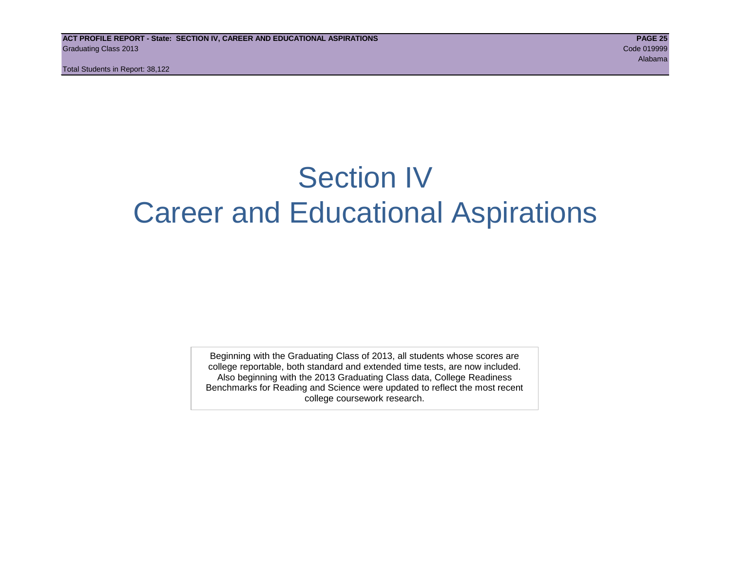# Section IV
# Career and Educational Aspirations

Beginning with the Graduating Class of 2013, all students whose scores are college reportable, both standard and extended time tests, are now included. Also beginning with the 2013 Graduating Class data, College Readiness Benchmarks for Reading and Science were updated to reflect the most recent college coursework research.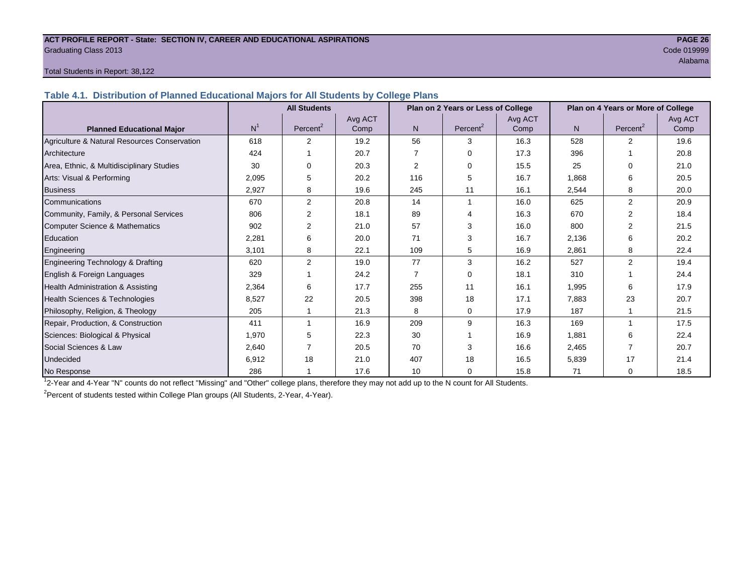**ACT PROFILE REPORT - State: SECTION IV, CAREER AND EDUCATIONAL ASPIRATIONS**
Graduating Class 2013
Code 019999
Alabama

Total Students in Report: 38,122

## Table 4.1. Distribution of Planned Educational Majors for All Students by College Plans

| Planned Educational Major | All Students | | | Plan on 2 Years or Less of College | | | Plan on 4 Years or More of College | | |
|---|---|---|---|---|---|---|---|---|---|
| | N[1] | Percent[2] | Avg ACT Comp | N | Percent[2] | Avg ACT Comp | N | Percent[2] | Avg ACT Comp |
| Agriculture & Natural Resources Conservation | 618 | 2 | 19.2 | 56 | 3 | 16.3 | 528 | 2 | 19.6 |
| Architecture | 424 | 1 | 20.7 | 7 | 0 | 17.3 | 396 | 1 | 20.8 |
| Area, Ethnic, & Multidisciplinary Studies | 30 | 0 | 20.3 | 2 | 0 | 15.5 | 25 | 0 | 21.0 |
| Arts: Visual & Performing | 2,095 | 5 | 20.2 | 116 | 5 | 16.7 | 1,868 | 6 | 20.5 |
| Business | 2,927 | 8 | 19.6 | 245 | 11 | 16.1 | 2,544 | 8 | 20.0 |
| Communications | 670 | 2 | 20.8 | 14 | 1 | 16.0 | 625 | 2 | 20.9 |
| Community, Family, & Personal Services | 806 | 2 | 18.1 | 89 | 4 | 16.3 | 670 | 2 | 18.4 |
| Computer Science & Mathematics | 902 | 2 | 21.0 | 57 | 3 | 16.0 | 800 | 2 | 21.5 |
| Education | 2,281 | 6 | 20.0 | 71 | 3 | 16.7 | 2,136 | 6 | 20.2 |
| Engineering | 3,101 | 8 | 22.1 | 109 | 5 | 16.9 | 2,861 | 8 | 22.4 |
| Engineering Technology & Drafting | 620 | 2 | 19.0 | 77 | 3 | 16.2 | 527 | 2 | 19.4 |
| English & Foreign Languages | 329 | 1 | 24.2 | 7 | 0 | 18.1 | 310 | 1 | 24.4 |
| Health Administration & Assisting | 2,364 | 6 | 17.7 | 255 | 11 | 16.1 | 1,995 | 6 | 17.9 |
| Health Sciences & Technologies | 8,527 | 22 | 20.5 | 398 | 18 | 17.1 | 7,883 | 23 | 20.7 |
| Philosophy, Religion, & Theology | 205 | 1 | 21.3 | 8 | 0 | 17.9 | 187 | 1 | 21.5 |
| Repair, Production, & Construction | 411 | 1 | 16.9 | 209 | 9 | 16.3 | 169 | 1 | 17.5 |
| Sciences: Biological & Physical | 1,970 | 5 | 22.3 | 30 | 1 | 16.9 | 1,881 | 6 | 22.4 |
| Social Sciences & Law | 2,640 | 7 | 20.5 | 70 | 3 | 16.6 | 2,465 | 7 | 20.7 |
| Undecided | 6,912 | 18 | 21.0 | 407 | 18 | 16.5 | 5,839 | 17 | 21.4 |
| No Response | 286 | 1 | 17.6 | 10 | 0 | 15.8 | 71 | 0 | 18.5 |

[1] 2-Year and 4-Year "N" counts do not reflect "Missing" and "Other" college plans, therefore they may not add up to the N count for All Students.

[2] Percent of students tested within College Plan groups (All Students, 2-Year, 4-Year).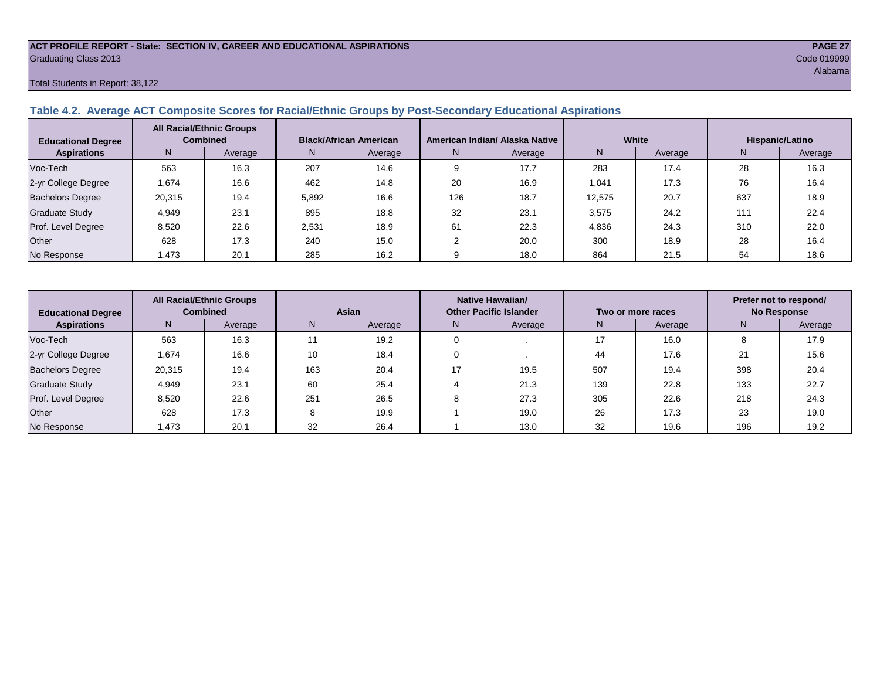**ACT PROFILE REPORT - State: SECTION IV, CAREER AND EDUCATIONAL ASPIRATIONS**
Graduating Class 2013

Code 019999
Alabama

Total Students in Report: 38,122

### Table 4.2. Average ACT Composite Scores for Racial/Ethnic Groups by Post-Secondary Educational Aspirations

| Educational Degree Aspirations | All Racial/Ethnic Groups Combined | | Black/African American | | American Indian/ Alaska Native | | White | | Hispanic/Latino | |
|---|---|---|---|---|---|---|---|---|---|---|
| | N | Average | N | Average | N | Average | N | Average | N | Average |
| Voc-Tech | 563 | 16.3 | 207 | 14.6 | 9 | 17.7 | 283 | 17.4 | 28 | 16.3 |
| 2-yr College Degree | 1,674 | 16.6 | 462 | 14.8 | 20 | 16.9 | 1,041 | 17.3 | 76 | 16.4 |
| Bachelors Degree | 20,315 | 19.4 | 5,892 | 16.6 | 126 | 18.7 | 12,575 | 20.7 | 637 | 18.9 |
| Graduate Study | 4,949 | 23.1 | 895 | 18.8 | 32 | 23.1 | 3,575 | 24.2 | 111 | 22.4 |
| Prof. Level Degree | 8,520 | 22.6 | 2,531 | 18.9 | 61 | 22.3 | 4,836 | 24.3 | 310 | 22.0 |
| Other | 628 | 17.3 | 240 | 15.0 | 2 | 20.0 | 300 | 18.9 | 28 | 16.4 |
| No Response | 1,473 | 20.1 | 285 | 16.2 | 9 | 18.0 | 864 | 21.5 | 54 | 18.6 |

| Educational Degree Aspirations | All Racial/Ethnic Groups Combined | | Asian | | Native Hawaiian/ Other Pacific Islander | | Two or more races | | Prefer not to respond/ No Response | |
|---|---|---|---|---|---|---|---|---|---|---|
| | N | Average | N | Average | N | Average | N | Average | N | Average |
| Voc-Tech | 563 | 16.3 | 11 | 19.2 | 0 | . | 17 | 16.0 | 8 | 17.9 |
| 2-yr College Degree | 1,674 | 16.6 | 10 | 18.4 | 0 | . | 44 | 17.6 | 21 | 15.6 |
| Bachelors Degree | 20,315 | 19.4 | 163 | 20.4 | 17 | 19.5 | 507 | 19.4 | 398 | 20.4 |
| Graduate Study | 4,949 | 23.1 | 60 | 25.4 | 4 | 21.3 | 139 | 22.8 | 133 | 22.7 |
| Prof. Level Degree | 8,520 | 22.6 | 251 | 26.5 | 8 | 27.3 | 305 | 22.6 | 218 | 24.3 |
| Other | 628 | 17.3 | 8 | 19.9 | 1 | 19.0 | 26 | 17.3 | 23 | 19.0 |
| No Response | 1,473 | 20.1 | 32 | 26.4 | 1 | 13.0 | 32 | 19.6 | 196 | 19.2 |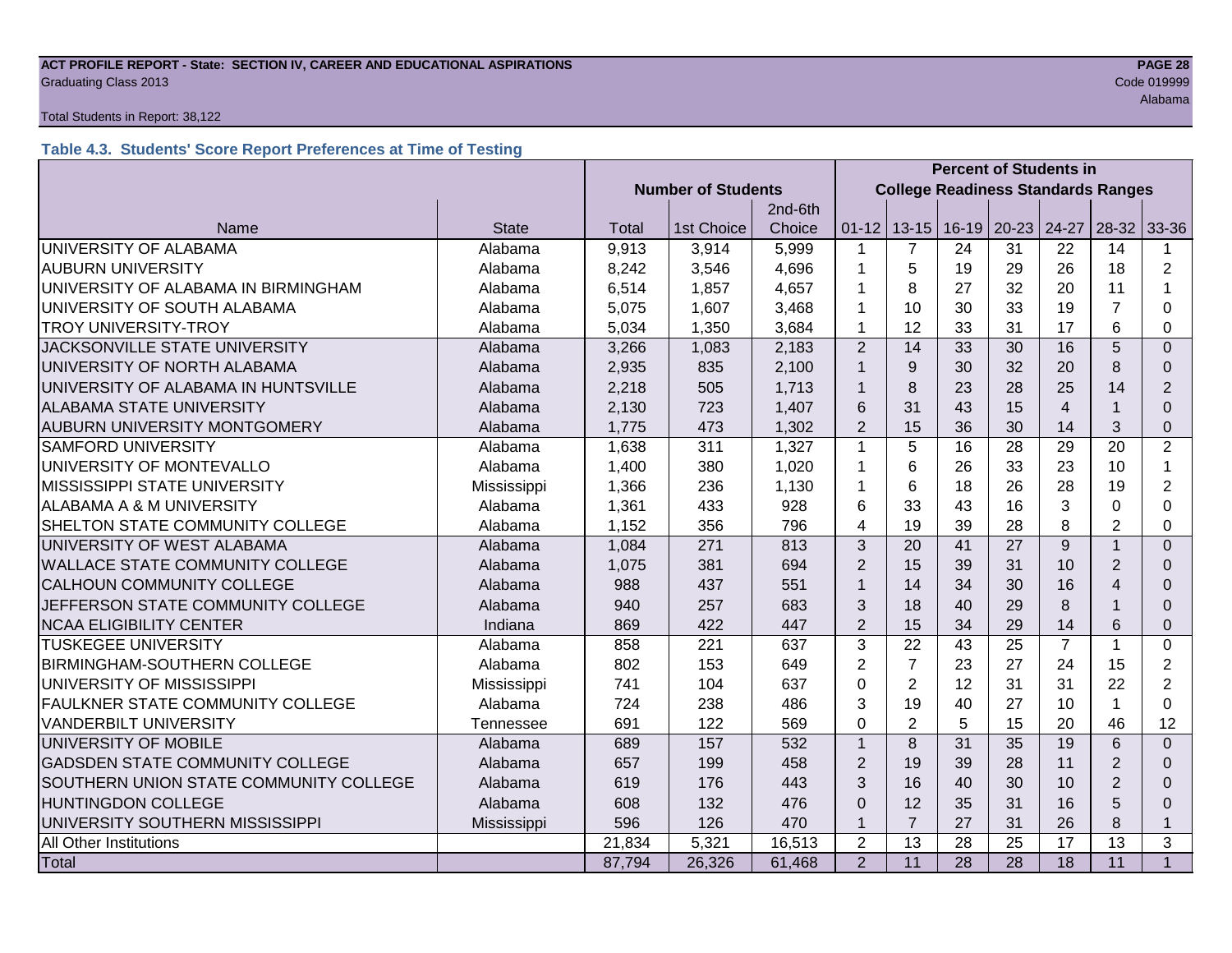Total Students in Report: 38,122

### Table 4.3. Students' Score Report Preferences at Time of Testing

| | | Number of Students | | | Percent of Students in College Readiness Standards Ranges | | | | | | |
|---|---|---|---|---|---|---|---|---|---|---|---|
| Name | State | Total | 1st Choice | 2nd-6th Choice | 01-12 | 13-15 | 16-19 | 20-23 | 24-27 | 28-32 | 33-36 |
| UNIVERSITY OF ALABAMA | Alabama | 9,913 | 3,914 | 5,999 | 1 | 7 | 24 | 31 | 22 | 14 | 1 |
| AUBURN UNIVERSITY | Alabama | 8,242 | 3,546 | 4,696 | 1 | 5 | 19 | 29 | 26 | 18 | 2 |
| UNIVERSITY OF ALABAMA IN BIRMINGHAM | Alabama | 6,514 | 1,857 | 4,657 | 1 | 8 | 27 | 32 | 20 | 11 | 1 |
| UNIVERSITY OF SOUTH ALABAMA | Alabama | 5,075 | 1,607 | 3,468 | 1 | 10 | 30 | 33 | 19 | 7 | 0 |
| TROY UNIVERSITY-TROY | Alabama | 5,034 | 1,350 | 3,684 | 1 | 12 | 33 | 31 | 17 | 6 | 0 |
| JACKSONVILLE STATE UNIVERSITY | Alabama | 3,266 | 1,083 | 2,183 | 2 | 14 | 33 | 30 | 16 | 5 | 0 |
| UNIVERSITY OF NORTH ALABAMA | Alabama | 2,935 | 835 | 2,100 | 1 | 9 | 30 | 32 | 20 | 8 | 0 |
| UNIVERSITY OF ALABAMA IN HUNTSVILLE | Alabama | 2,218 | 505 | 1,713 | 1 | 8 | 23 | 28 | 25 | 14 | 2 |
| ALABAMA STATE UNIVERSITY | Alabama | 2,130 | 723 | 1,407 | 6 | 31 | 43 | 15 | 4 | 1 | 0 |
| AUBURN UNIVERSITY MONTGOMERY | Alabama | 1,775 | 473 | 1,302 | 2 | 15 | 36 | 30 | 14 | 3 | 0 |
| SAMFORD UNIVERSITY | Alabama | 1,638 | 311 | 1,327 | 1 | 5 | 16 | 28 | 29 | 20 | 2 |
| UNIVERSITY OF MONTEVALLO | Alabama | 1,400 | 380 | 1,020 | 1 | 6 | 26 | 33 | 23 | 10 | 1 |
| MISSISSIPPI STATE UNIVERSITY | Mississippi | 1,366 | 236 | 1,130 | 1 | 6 | 18 | 26 | 28 | 19 | 2 |
| ALABAMA A & M UNIVERSITY | Alabama | 1,361 | 433 | 928 | 6 | 33 | 43 | 16 | 3 | 0 | 0 |
| SHELTON STATE COMMUNITY COLLEGE | Alabama | 1,152 | 356 | 796 | 4 | 19 | 39 | 28 | 8 | 2 | 0 |
| UNIVERSITY OF WEST ALABAMA | Alabama | 1,084 | 271 | 813 | 3 | 20 | 41 | 27 | 9 | 1 | 0 |
| WALLACE STATE COMMUNITY COLLEGE | Alabama | 1,075 | 381 | 694 | 2 | 15 | 39 | 31 | 10 | 2 | 0 |
| CALHOUN COMMUNITY COLLEGE | Alabama | 988 | 437 | 551 | 1 | 14 | 34 | 30 | 16 | 4 | 0 |
| JEFFERSON STATE COMMUNITY COLLEGE | Alabama | 940 | 257 | 683 | 3 | 18 | 40 | 29 | 8 | 1 | 0 |
| NCAA ELIGIBILITY CENTER | Indiana | 869 | 422 | 447 | 2 | 15 | 34 | 29 | 14 | 6 | 0 |
| TUSKEGEE UNIVERSITY | Alabama | 858 | 221 | 637 | 3 | 22 | 43 | 25 | 7 | 1 | 0 |
| BIRMINGHAM-SOUTHERN COLLEGE | Alabama | 802 | 153 | 649 | 2 | 7 | 23 | 27 | 24 | 15 | 2 |
| UNIVERSITY OF MISSISSIPPI | Mississippi | 741 | 104 | 637 | 0 | 2 | 12 | 31 | 31 | 22 | 2 |
| FAULKNER STATE COMMUNITY COLLEGE | Alabama | 724 | 238 | 486 | 3 | 19 | 40 | 27 | 10 | 1 | 0 |
| VANDERBILT UNIVERSITY | Tennessee | 691 | 122 | 569 | 0 | 2 | 5 | 15 | 20 | 46 | 12 |
| UNIVERSITY OF MOBILE | Alabama | 689 | 157 | 532 | 1 | 8 | 31 | 35 | 19 | 6 | 0 |
| GADSDEN STATE COMMUNITY COLLEGE | Alabama | 657 | 199 | 458 | 2 | 19 | 39 | 28 | 11 | 2 | 0 |
| SOUTHERN UNION STATE COMMUNITY COLLEGE | Alabama | 619 | 176 | 443 | 3 | 16 | 40 | 30 | 10 | 2 | 0 |
| HUNTINGDON COLLEGE | Alabama | 608 | 132 | 476 | 0 | 12 | 35 | 31 | 16 | 5 | 0 |
| UNIVERSITY SOUTHERN MISSISSIPPI | Mississippi | 596 | 126 | 470 | 1 | 7 | 27 | 31 | 26 | 8 | 1 |
| All Other Institutions | | 21,834 | 5,321 | 16,513 | 2 | 13 | 28 | 25 | 17 | 13 | 3 |
| Total | | 87,794 | 26,326 | 61,468 | 2 | 11 | 28 | 28 | 18 | 11 | 1 |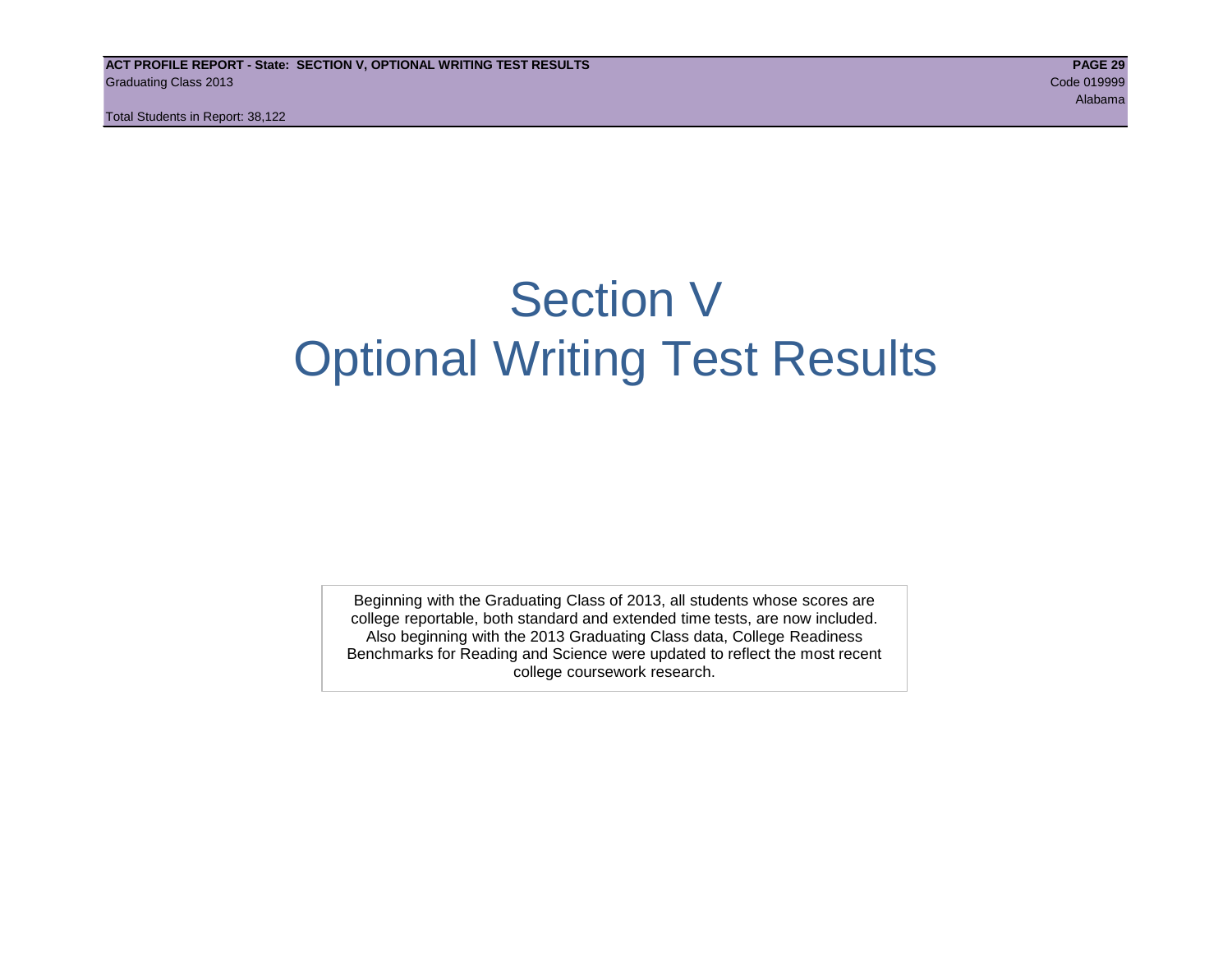# Section V
# Optional Writing Test Results

Beginning with the Graduating Class of 2013, all students whose scores are college reportable, both standard and extended time tests, are now included. Also beginning with the 2013 Graduating Class data, College Readiness Benchmarks for Reading and Science were updated to reflect the most recent college coursework research.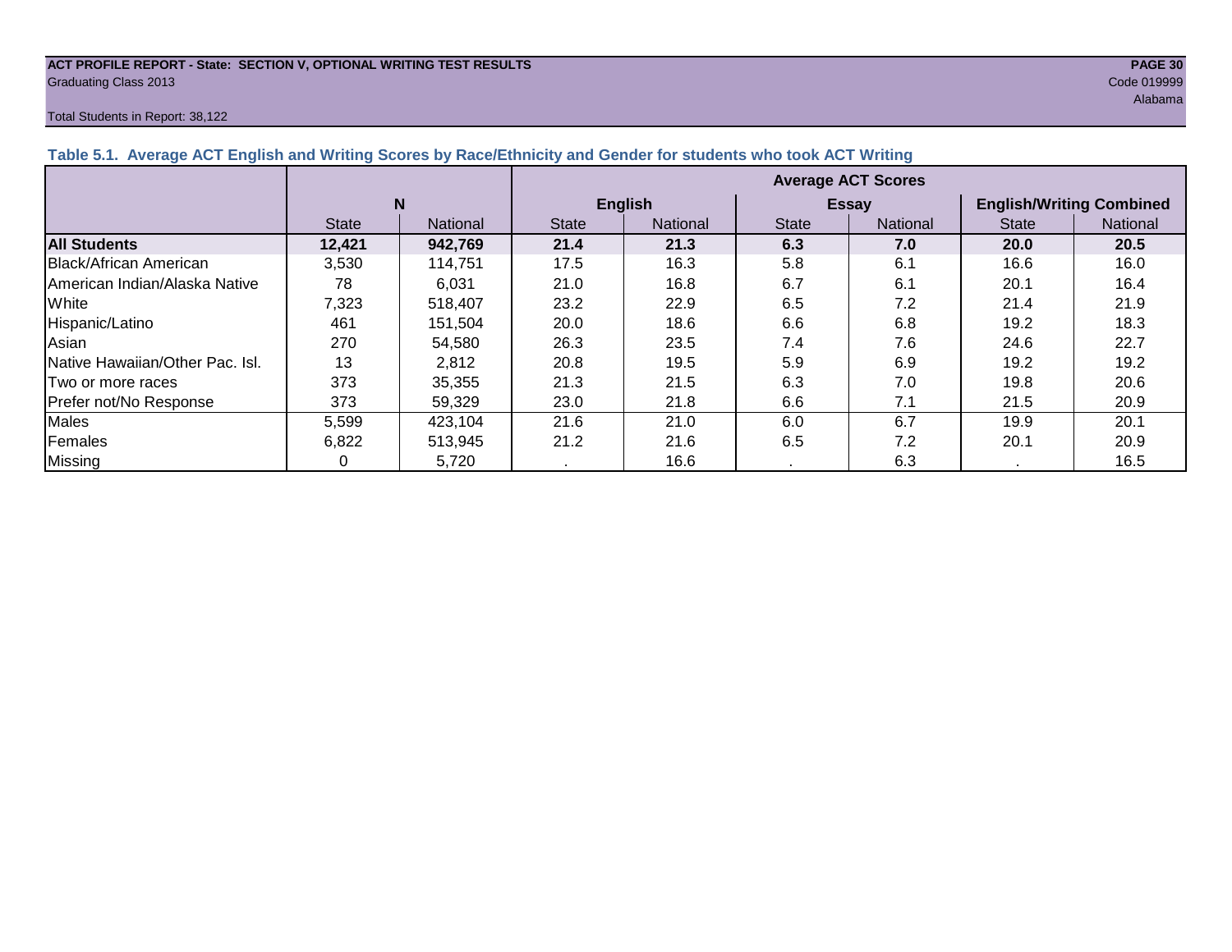ACT PROFILE REPORT - State: SECTION V, OPTIONAL WRITING TEST RESULTS
Graduating Class 2013
Code 019999
Alabama

Total Students in Report: 38,122

### Table 5.1. Average ACT English and Writing Scores by Race/Ethnicity and Gender for students who took ACT Writing

| | N | | Average ACT Scores | | | | | |
|---|---|---|---|---|---|---|---|---|
| | | | English | | Essay | | English/Writing Combined | |
| | State | National | State | National | State | National | State | National |
| **All Students** | **12,421** | **942,769** | **21.4** | **21.3** | **6.3** | **7.0** | **20.0** | **20.5** |
| Black/African American | 3,530 | 114,751 | 17.5 | 16.3 | 5.8 | 6.1 | 16.6 | 16.0 |
| American Indian/Alaska Native | 78 | 6,031 | 21.0 | 16.8 | 6.7 | 6.1 | 20.1 | 16.4 |
| White | 7,323 | 518,407 | 23.2 | 22.9 | 6.5 | 7.2 | 21.4 | 21.9 |
| Hispanic/Latino | 461 | 151,504 | 20.0 | 18.6 | 6.6 | 6.8 | 19.2 | 18.3 |
| Asian | 270 | 54,580 | 26.3 | 23.5 | 7.4 | 7.6 | 24.6 | 22.7 |
| Native Hawaiian/Other Pac. Isl. | 13 | 2,812 | 20.8 | 19.5 | 5.9 | 6.9 | 19.2 | 19.2 |
| Two or more races | 373 | 35,355 | 21.3 | 21.5 | 6.3 | 7.0 | 19.8 | 20.6 |
| Prefer not/No Response | 373 | 59,329 | 23.0 | 21.8 | 6.6 | 7.1 | 21.5 | 20.9 |
| Males | 5,599 | 423,104 | 21.6 | 21.0 | 6.0 | 6.7 | 19.9 | 20.1 |
| Females | 6,822 | 513,945 | 21.2 | 21.6 | 6.5 | 7.2 | 20.1 | 20.9 |
| Missing | 0 | 5,720 | . | 16.6 | . | 6.3 | . | 16.5 |